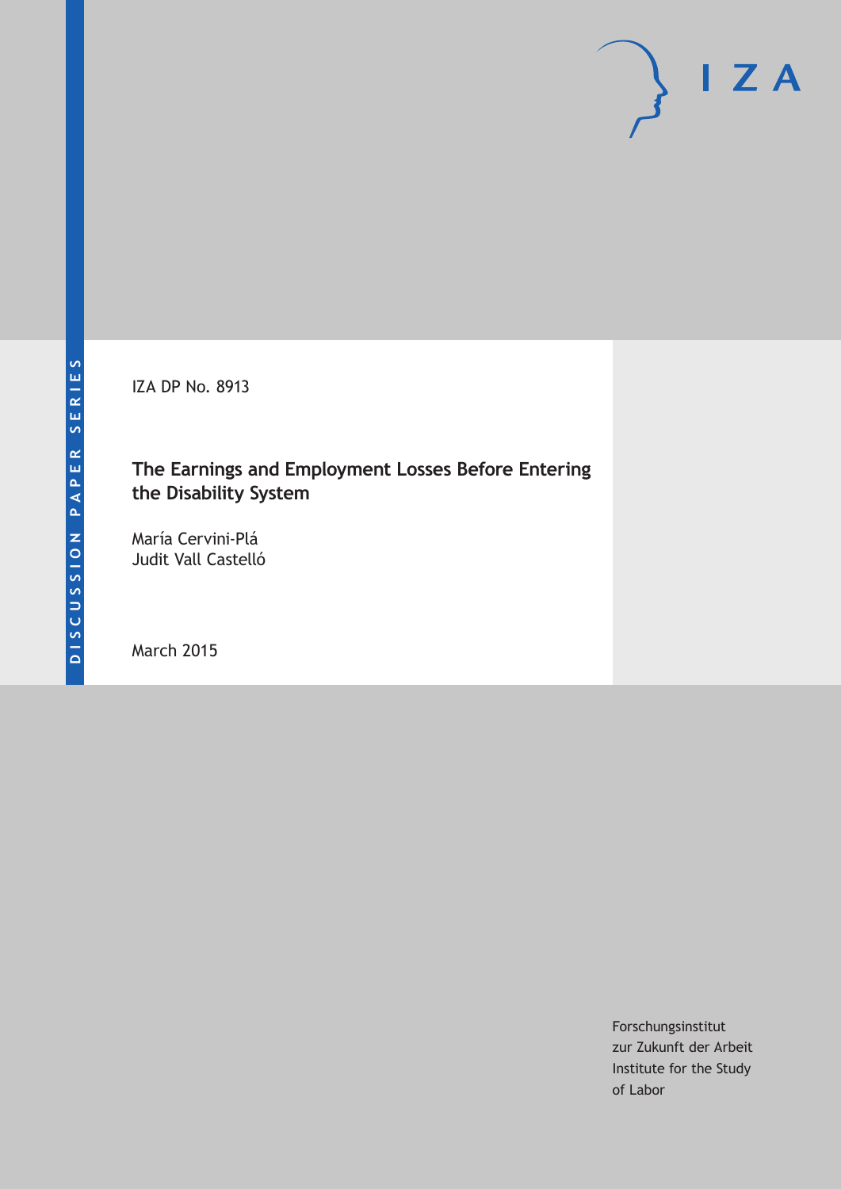DISCUSSION PAPER SERIES

IZA

IZA DP No. 8913

# The Earnings and Employment Losses Before Entering the Disability System

María Cervini-Plá
Judit Vall Castelló

March 2015

Forschungsinstitut
zur Zukunft der Arbeit
Institute for the Study
of Labor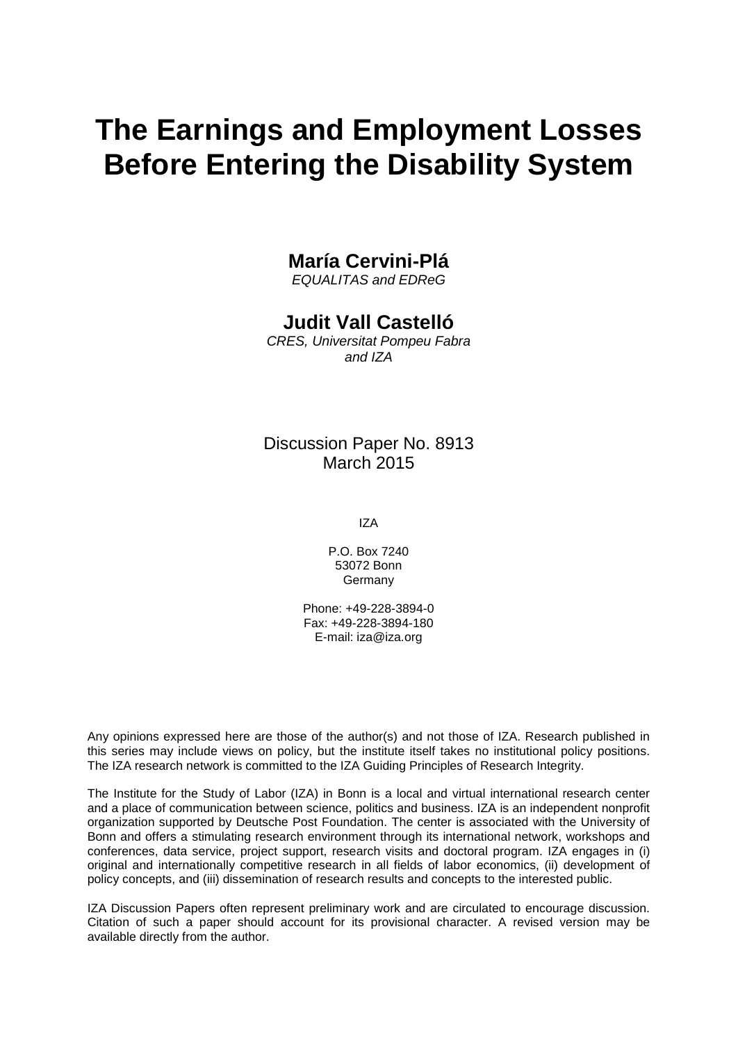# The Earnings and Employment Losses Before Entering the Disability System

**María Cervini-Plá**
*EQUALITAS and EDReG*

**Judit Vall Castelló**
*CRES, Universitat Pompeu Fabra and IZA*

Discussion Paper No. 8913
March 2015

IZA

P.O. Box 7240
53072 Bonn
Germany

Phone: +49-228-3894-0
Fax: +49-228-3894-180
E-mail: iza@iza.org

Any opinions expressed here are those of the author(s) and not those of IZA. Research published in this series may include views on policy, but the institute itself takes no institutional policy positions. The IZA research network is committed to the IZA Guiding Principles of Research Integrity.

The Institute for the Study of Labor (IZA) in Bonn is a local and virtual international research center and a place of communication between science, politics and business. IZA is an independent nonprofit organization supported by Deutsche Post Foundation. The center is associated with the University of Bonn and offers a stimulating research environment through its international network, workshops and conferences, data service, project support, research visits and doctoral program. IZA engages in (i) original and internationally competitive research in all fields of labor economics, (ii) development of policy concepts, and (iii) dissemination of research results and concepts to the interested public.

IZA Discussion Papers often represent preliminary work and are circulated to encourage discussion. Citation of such a paper should account for its provisional character. A revised version may be available directly from the author.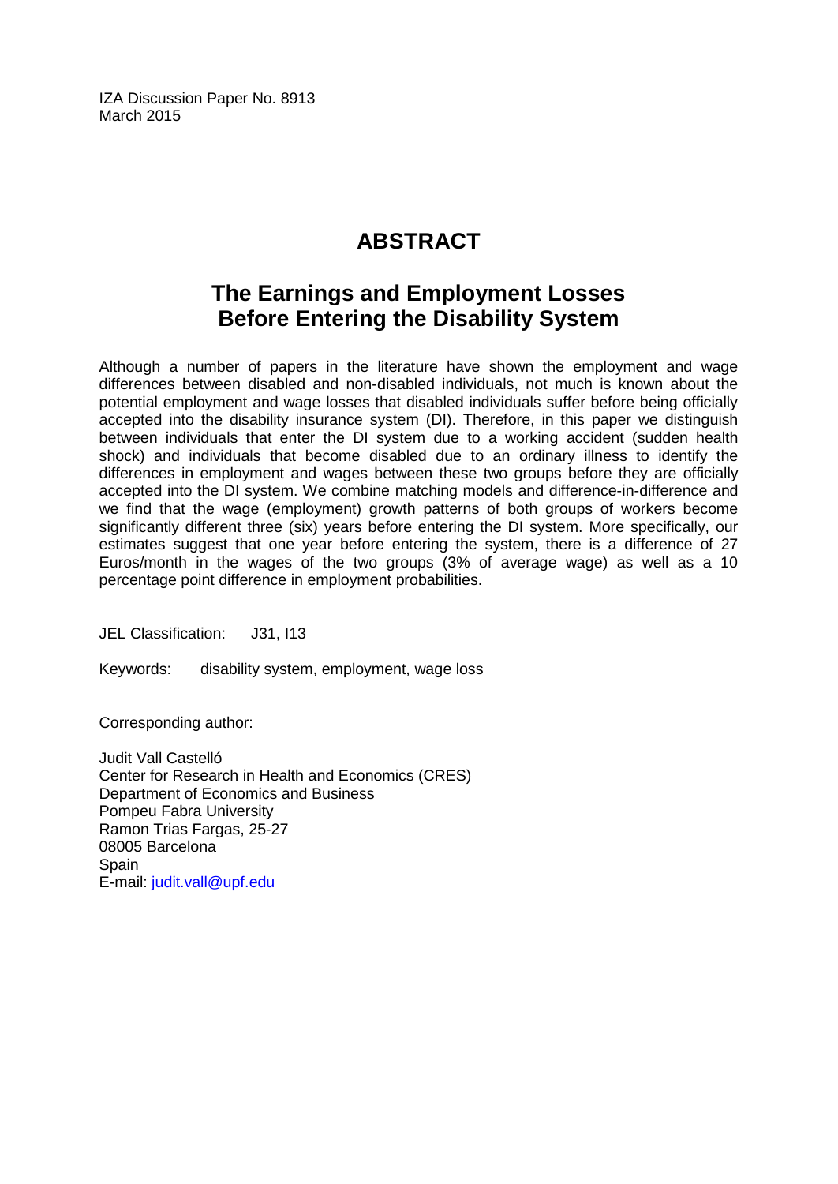IZA Discussion Paper No. 8913
March 2015

# ABSTRACT

## The Earnings and Employment Losses Before Entering the Disability System

Although a number of papers in the literature have shown the employment and wage differences between disabled and non-disabled individuals, not much is known about the potential employment and wage losses that disabled individuals suffer before being officially accepted into the disability insurance system (DI). Therefore, in this paper we distinguish between individuals that enter the DI system due to a working accident (sudden health shock) and individuals that become disabled due to an ordinary illness to identify the differences in employment and wages between these two groups before they are officially accepted into the DI system. We combine matching models and difference-in-difference and we find that the wage (employment) growth patterns of both groups of workers become significantly different three (six) years before entering the DI system. More specifically, our estimates suggest that one year before entering the system, there is a difference of 27 Euros/month in the wages of the two groups (3% of average wage) as well as a 10 percentage point difference in employment probabilities.

JEL Classification: J31, I13

Keywords: disability system, employment, wage loss

Corresponding author:

Judit Vall Castelló
Center for Research in Health and Economics (CRES)
Department of Economics and Business
Pompeu Fabra University
Ramon Trias Fargas, 25-27
08005 Barcelona
Spain
E-mail: judit.vall@upf.edu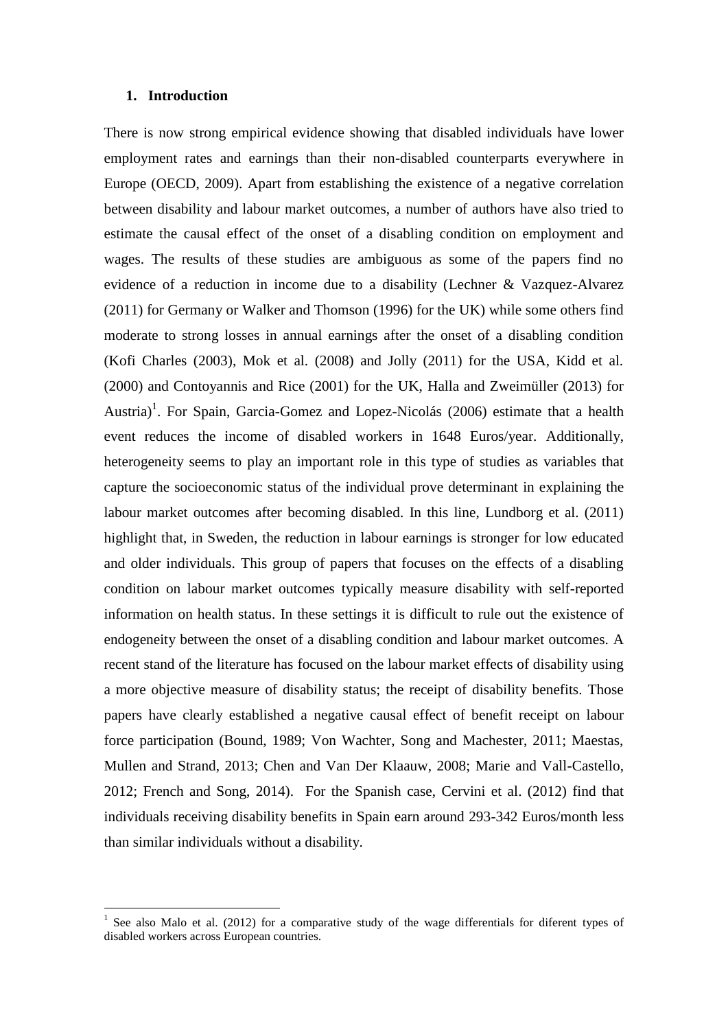## 1. Introduction

There is now strong empirical evidence showing that disabled individuals have lower employment rates and earnings than their non-disabled counterparts everywhere in Europe (OECD, 2009). Apart from establishing the existence of a negative correlation between disability and labour market outcomes, a number of authors have also tried to estimate the causal effect of the onset of a disabling condition on employment and wages. The results of these studies are ambiguous as some of the papers find no evidence of a reduction in income due to a disability (Lechner & Vazquez-Alvarez (2011) for Germany or Walker and Thomson (1996) for the UK) while some others find moderate to strong losses in annual earnings after the onset of a disabling condition (Kofi Charles (2003), Mok et al. (2008) and Jolly (2011) for the USA, Kidd et al. (2000) and Contoyannis and Rice (2001) for the UK, Halla and Zweimüller (2013) for Austria)[1]. For Spain, Garcia-Gomez and Lopez-Nicolás (2006) estimate that a health event reduces the income of disabled workers in 1648 Euros/year. Additionally, heterogeneity seems to play an important role in this type of studies as variables that capture the socioeconomic status of the individual prove determinant in explaining the labour market outcomes after becoming disabled. In this line, Lundborg et al. (2011) highlight that, in Sweden, the reduction in labour earnings is stronger for low educated and older individuals. This group of papers that focuses on the effects of a disabling condition on labour market outcomes typically measure disability with self-reported information on health status. In these settings it is difficult to rule out the existence of endogeneity between the onset of a disabling condition and labour market outcomes. A recent stand of the literature has focused on the labour market effects of disability using a more objective measure of disability status; the receipt of disability benefits. Those papers have clearly established a negative causal effect of benefit receipt on labour force participation (Bound, 1989; Von Wachter, Song and Machester, 2011; Maestas, Mullen and Strand, 2013; Chen and Van Der Klaauw, 2008; Marie and Vall-Castello, 2012; French and Song, 2014). For the Spanish case, Cervini et al. (2012) find that individuals receiving disability benefits in Spain earn around 293-342 Euros/month less than similar individuals without a disability.

[1] See also Malo et al. (2012) for a comparative study of the wage differentials for diferent types of disabled workers across European countries.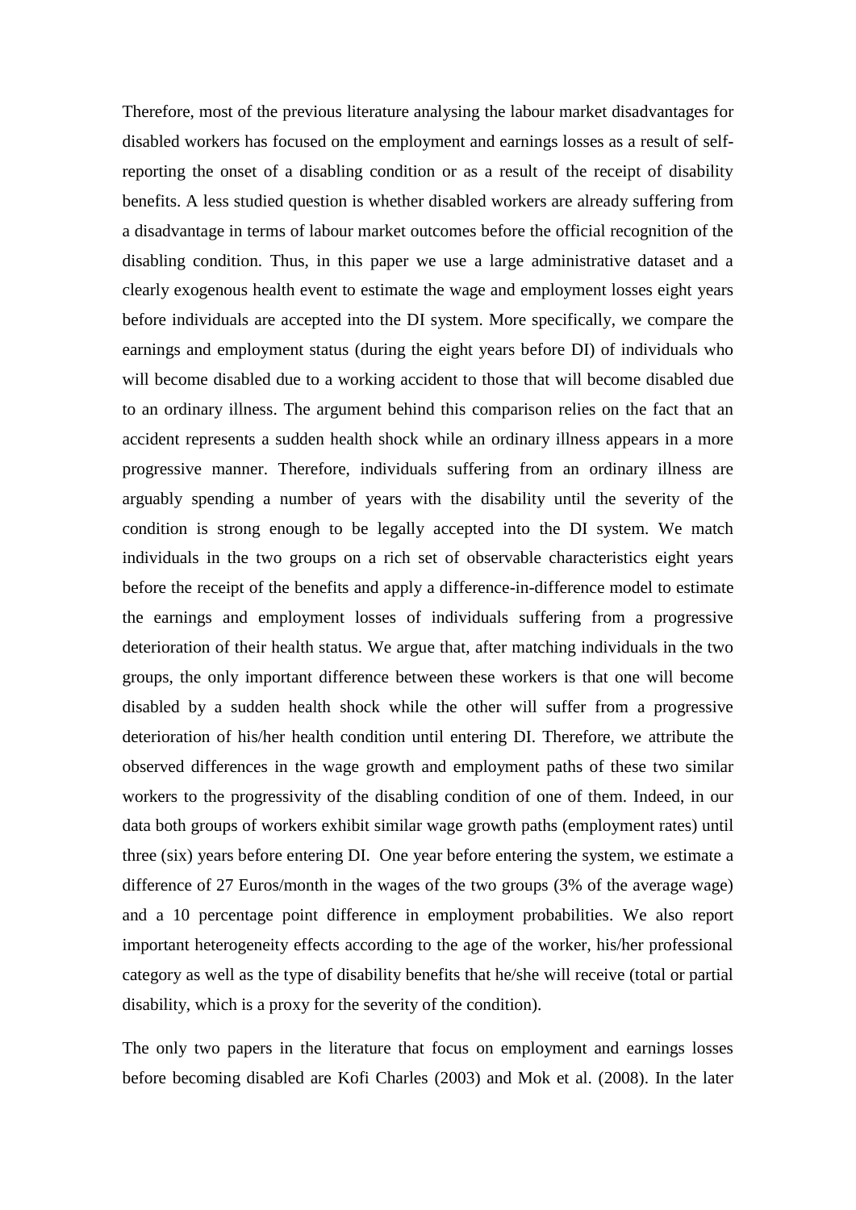Therefore, most of the previous literature analysing the labour market disadvantages for disabled workers has focused on the employment and earnings losses as a result of self-reporting the onset of a disabling condition or as a result of the receipt of disability benefits. A less studied question is whether disabled workers are already suffering from a disadvantage in terms of labour market outcomes before the official recognition of the disabling condition. Thus, in this paper we use a large administrative dataset and a clearly exogenous health event to estimate the wage and employment losses eight years before individuals are accepted into the DI system. More specifically, we compare the earnings and employment status (during the eight years before DI) of individuals who will become disabled due to a working accident to those that will become disabled due to an ordinary illness. The argument behind this comparison relies on the fact that an accident represents a sudden health shock while an ordinary illness appears in a more progressive manner. Therefore, individuals suffering from an ordinary illness are arguably spending a number of years with the disability until the severity of the condition is strong enough to be legally accepted into the DI system. We match individuals in the two groups on a rich set of observable characteristics eight years before the receipt of the benefits and apply a difference-in-difference model to estimate the earnings and employment losses of individuals suffering from a progressive deterioration of their health status. We argue that, after matching individuals in the two groups, the only important difference between these workers is that one will become disabled by a sudden health shock while the other will suffer from a progressive deterioration of his/her health condition until entering DI. Therefore, we attribute the observed differences in the wage growth and employment paths of these two similar workers to the progressivity of the disabling condition of one of them. Indeed, in our data both groups of workers exhibit similar wage growth paths (employment rates) until three (six) years before entering DI. One year before entering the system, we estimate a difference of 27 Euros/month in the wages of the two groups (3% of the average wage) and a 10 percentage point difference in employment probabilities. We also report important heterogeneity effects according to the age of the worker, his/her professional category as well as the type of disability benefits that he/she will receive (total or partial disability, which is a proxy for the severity of the condition).

The only two papers in the literature that focus on employment and earnings losses before becoming disabled are Kofi Charles (2003) and Mok et al. (2008). In the later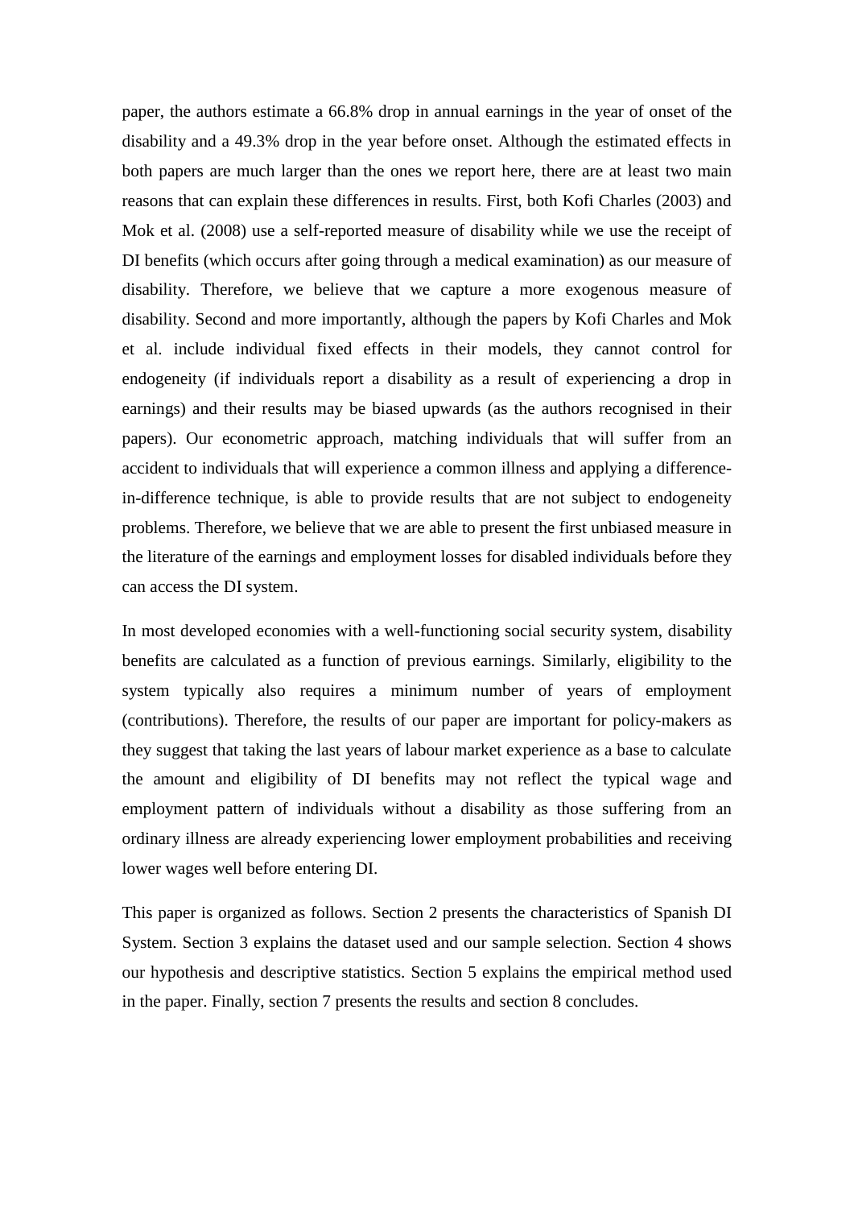paper, the authors estimate a 66.8% drop in annual earnings in the year of onset of the disability and a 49.3% drop in the year before onset. Although the estimated effects in both papers are much larger than the ones we report here, there are at least two main reasons that can explain these differences in results. First, both Kofi Charles (2003) and Mok et al. (2008) use a self-reported measure of disability while we use the receipt of DI benefits (which occurs after going through a medical examination) as our measure of disability. Therefore, we believe that we capture a more exogenous measure of disability. Second and more importantly, although the papers by Kofi Charles and Mok et al. include individual fixed effects in their models, they cannot control for endogeneity (if individuals report a disability as a result of experiencing a drop in earnings) and their results may be biased upwards (as the authors recognised in their papers). Our econometric approach, matching individuals that will suffer from an accident to individuals that will experience a common illness and applying a difference-in-difference technique, is able to provide results that are not subject to endogeneity problems. Therefore, we believe that we are able to present the first unbiased measure in the literature of the earnings and employment losses for disabled individuals before they can access the DI system.

In most developed economies with a well-functioning social security system, disability benefits are calculated as a function of previous earnings. Similarly, eligibility to the system typically also requires a minimum number of years of employment (contributions). Therefore, the results of our paper are important for policy-makers as they suggest that taking the last years of labour market experience as a base to calculate the amount and eligibility of DI benefits may not reflect the typical wage and employment pattern of individuals without a disability as those suffering from an ordinary illness are already experiencing lower employment probabilities and receiving lower wages well before entering DI.

This paper is organized as follows. Section 2 presents the characteristics of Spanish DI System. Section 3 explains the dataset used and our sample selection. Section 4 shows our hypothesis and descriptive statistics. Section 5 explains the empirical method used in the paper. Finally, section 7 presents the results and section 8 concludes.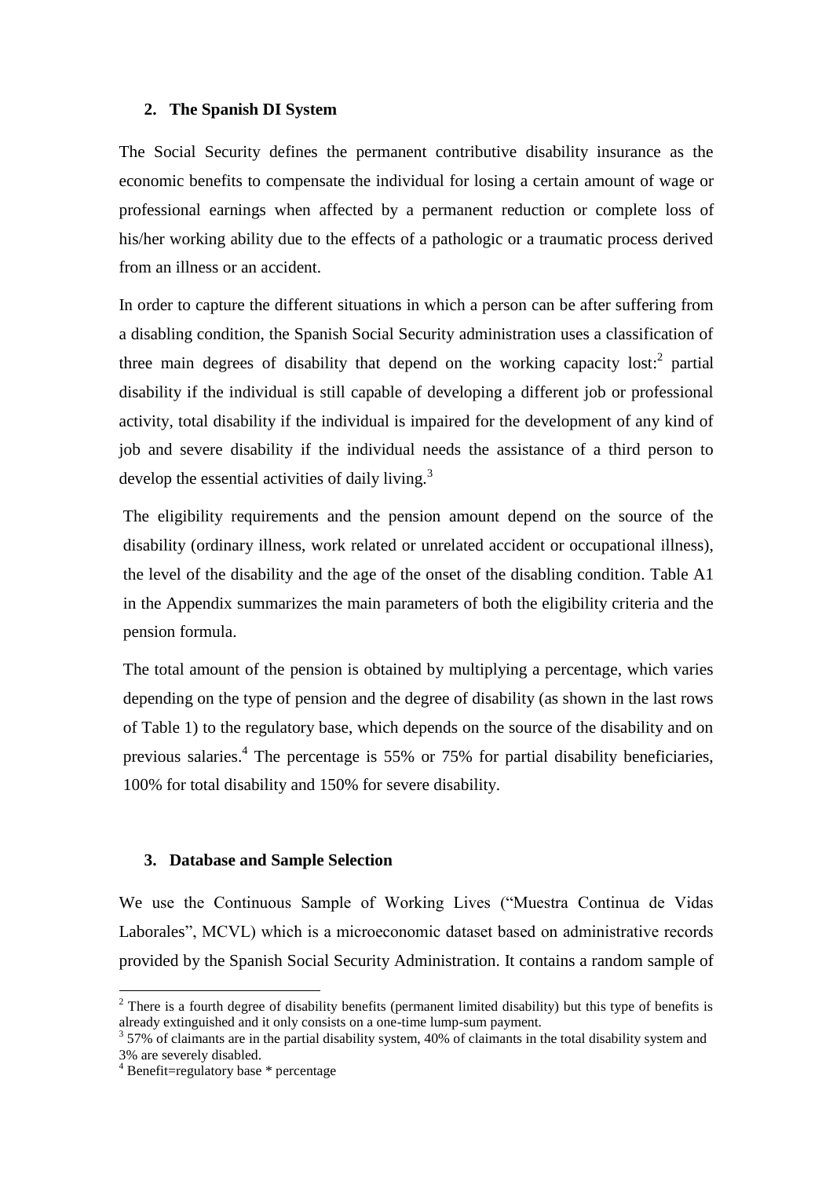## 2. The Spanish DI System

The Social Security defines the permanent contributive disability insurance as the economic benefits to compensate the individual for losing a certain amount of wage or professional earnings when affected by a permanent reduction or complete loss of his/her working ability due to the effects of a pathologic or a traumatic process derived from an illness or an accident.

In order to capture the different situations in which a person can be after suffering from a disabling condition, the Spanish Social Security administration uses a classification of three main degrees of disability that depend on the working capacity lost:[2] partial disability if the individual is still capable of developing a different job or professional activity, total disability if the individual is impaired for the development of any kind of job and severe disability if the individual needs the assistance of a third person to develop the essential activities of daily living.[3]

The eligibility requirements and the pension amount depend on the source of the disability (ordinary illness, work related or unrelated accident or occupational illness), the level of the disability and the age of the onset of the disabling condition. Table A1 in the Appendix summarizes the main parameters of both the eligibility criteria and the pension formula.

The total amount of the pension is obtained by multiplying a percentage, which varies depending on the type of pension and the degree of disability (as shown in the last rows of Table 1) to the regulatory base, which depends on the source of the disability and on previous salaries.[4] The percentage is 55% or 75% for partial disability beneficiaries, 100% for total disability and 150% for severe disability.

## 3. Database and Sample Selection

We use the Continuous Sample of Working Lives ("Muestra Continua de Vidas Laborales", MCVL) which is a microeconomic dataset based on administrative records provided by the Spanish Social Security Administration. It contains a random sample of

---

[2] There is a fourth degree of disability benefits (permanent limited disability) but this type of benefits is already extinguished and it only consists on a one-time lump-sum payment.

[3] 57% of claimants are in the partial disability system, 40% of claimants in the total disability system and 3% are severely disabled.

[4] Benefit=regulatory base * percentage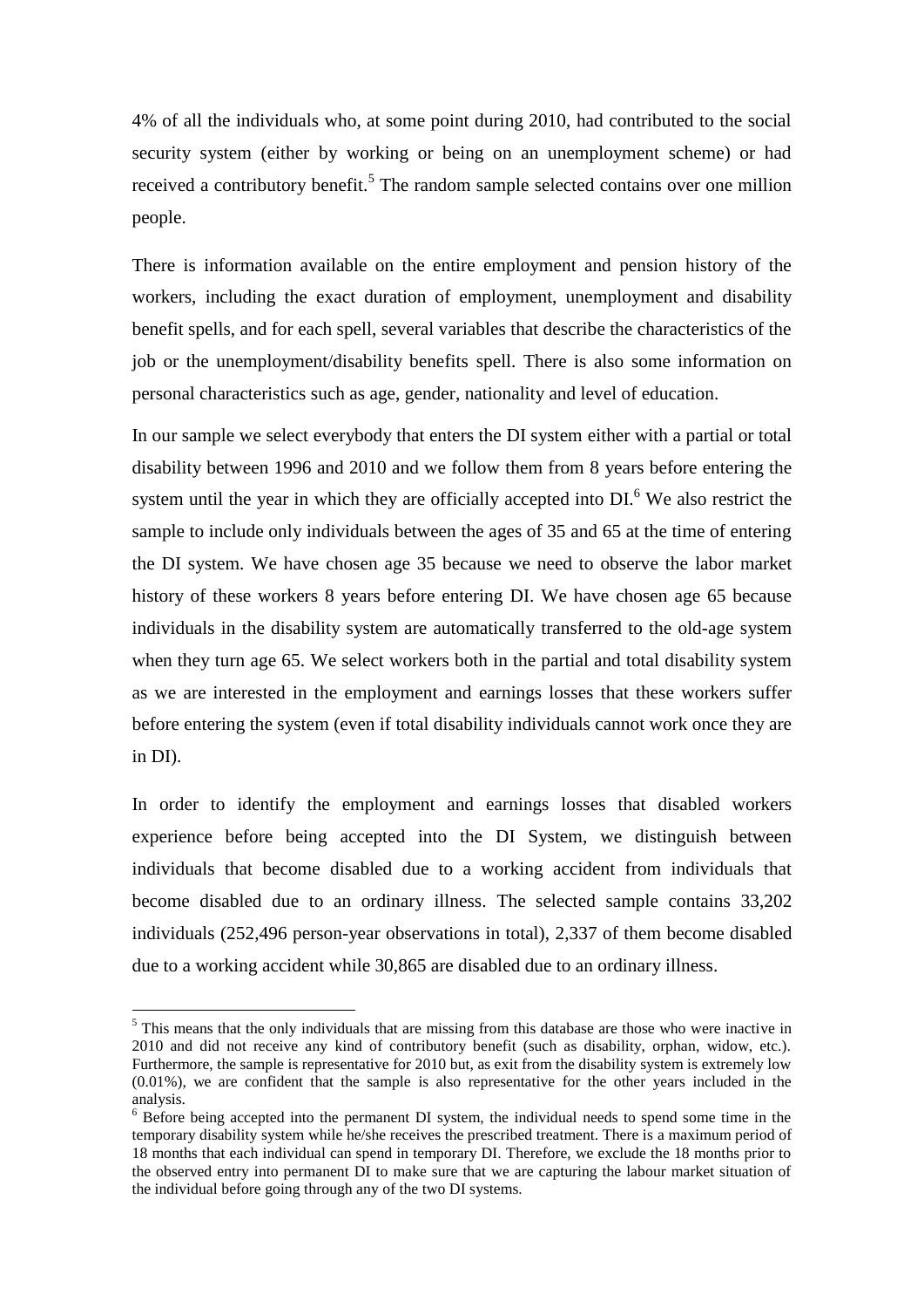4% of all the individuals who, at some point during 2010, had contributed to the social security system (either by working or being on an unemployment scheme) or had received a contributory benefit.[5] The random sample selected contains over one million people.

There is information available on the entire employment and pension history of the workers, including the exact duration of employment, unemployment and disability benefit spells, and for each spell, several variables that describe the characteristics of the job or the unemployment/disability benefits spell. There is also some information on personal characteristics such as age, gender, nationality and level of education.

In our sample we select everybody that enters the DI system either with a partial or total disability between 1996 and 2010 and we follow them from 8 years before entering the system until the year in which they are officially accepted into DI.[6] We also restrict the sample to include only individuals between the ages of 35 and 65 at the time of entering the DI system. We have chosen age 35 because we need to observe the labor market history of these workers 8 years before entering DI. We have chosen age 65 because individuals in the disability system are automatically transferred to the old-age system when they turn age 65. We select workers both in the partial and total disability system as we are interested in the employment and earnings losses that these workers suffer before entering the system (even if total disability individuals cannot work once they are in DI).

In order to identify the employment and earnings losses that disabled workers experience before being accepted into the DI System, we distinguish between individuals that become disabled due to a working accident from individuals that become disabled due to an ordinary illness. The selected sample contains 33,202 individuals (252,496 person-year observations in total), 2,337 of them become disabled due to a working accident while 30,865 are disabled due to an ordinary illness.

[5] This means that the only individuals that are missing from this database are those who were inactive in 2010 and did not receive any kind of contributory benefit (such as disability, orphan, widow, etc.). Furthermore, the sample is representative for 2010 but, as exit from the disability system is extremely low (0.01%), we are confident that the sample is also representative for the other years included in the analysis.

[6] Before being accepted into the permanent DI system, the individual needs to spend some time in the temporary disability system while he/she receives the prescribed treatment. There is a maximum period of 18 months that each individual can spend in temporary DI. Therefore, we exclude the 18 months prior to the observed entry into permanent DI to make sure that we are capturing the labour market situation of the individual before going through any of the two DI systems.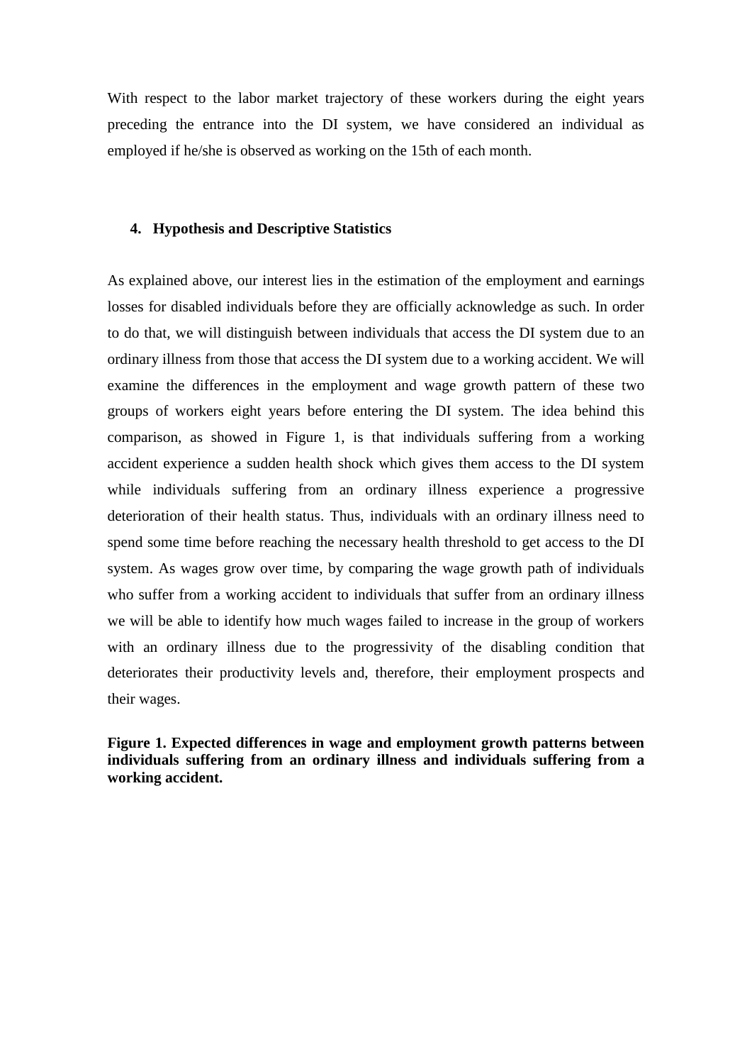With respect to the labor market trajectory of these workers during the eight years preceding the entrance into the DI system, we have considered an individual as employed if he/she is observed as working on the 15th of each month.

## 4. Hypothesis and Descriptive Statistics

As explained above, our interest lies in the estimation of the employment and earnings losses for disabled individuals before they are officially acknowledge as such. In order to do that, we will distinguish between individuals that access the DI system due to an ordinary illness from those that access the DI system due to a working accident. We will examine the differences in the employment and wage growth pattern of these two groups of workers eight years before entering the DI system. The idea behind this comparison, as showed in Figure 1, is that individuals suffering from a working accident experience a sudden health shock which gives them access to the DI system while individuals suffering from an ordinary illness experience a progressive deterioration of their health status. Thus, individuals with an ordinary illness need to spend some time before reaching the necessary health threshold to get access to the DI system. As wages grow over time, by comparing the wage growth path of individuals who suffer from a working accident to individuals that suffer from an ordinary illness we will be able to identify how much wages failed to increase in the group of workers with an ordinary illness due to the progressivity of the disabling condition that deteriorates their productivity levels and, therefore, their employment prospects and their wages.

**Figure 1. Expected differences in wage and employment growth patterns between individuals suffering from an ordinary illness and individuals suffering from a working accident.**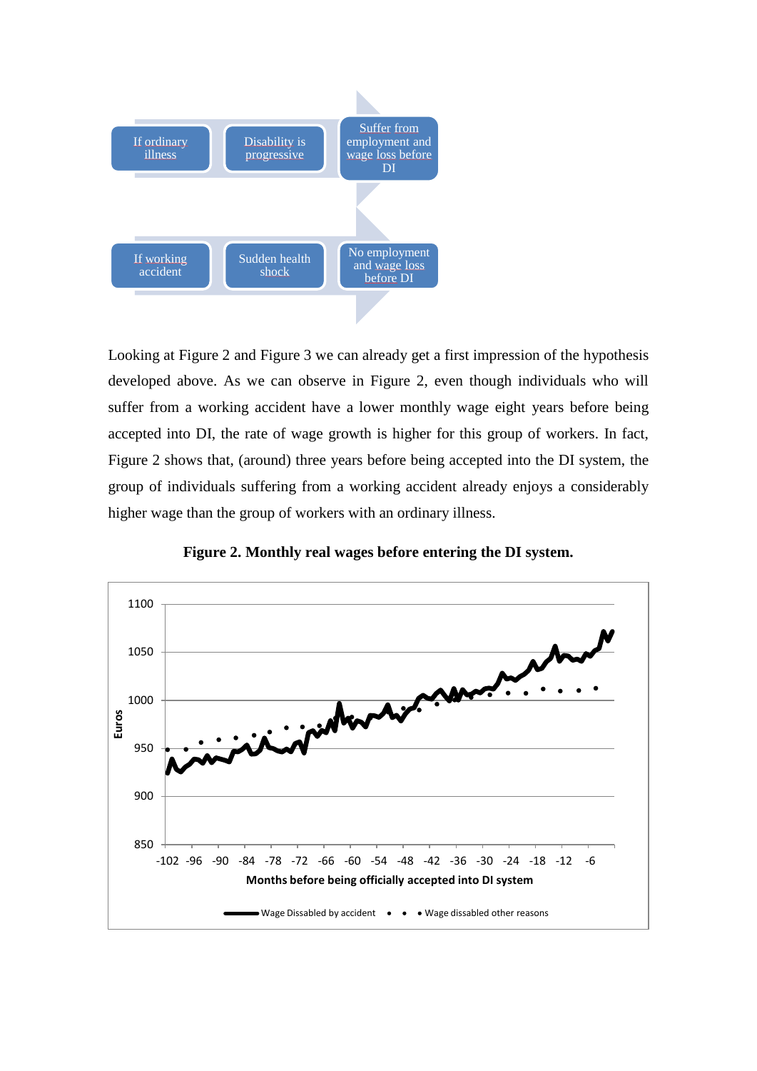If ordinary illness → Disability is progressive → Suffer from employment and wage loss before DI

If working accident → Sudden health shock → No employment and wage loss before DI

Looking at Figure 2 and Figure 3 we can already get a first impression of the hypothesis developed above. As we can observe in Figure 2, even though individuals who will suffer from a working accident have a lower monthly wage eight years before being accepted into DI, the rate of wage growth is higher for this group of workers. In fact, Figure 2 shows that, (around) three years before being accepted into the DI system, the group of individuals suffering from a working accident already enjoys a considerably higher wage than the group of workers with an ordinary illness.

**Figure 2. Monthly real wages before entering the DI system.**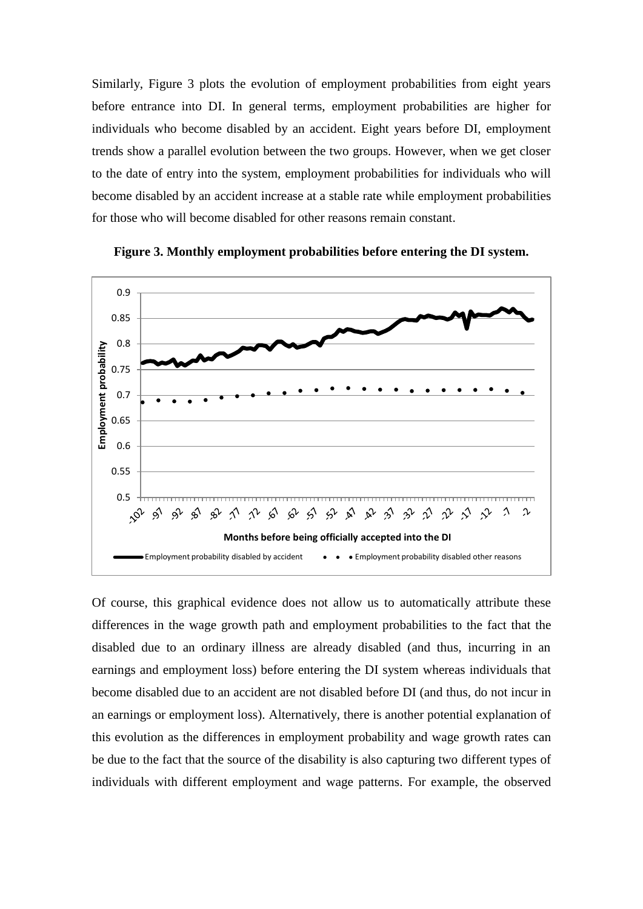Similarly, Figure 3 plots the evolution of employment probabilities from eight years before entrance into DI. In general terms, employment probabilities are higher for individuals who become disabled by an accident. Eight years before DI, employment trends show a parallel evolution between the two groups. However, when we get closer to the date of entry into the system, employment probabilities for individuals who will become disabled by an accident increase at a stable rate while employment probabilities for those who will become disabled for other reasons remain constant.

**Figure 3. Monthly employment probabilities before entering the DI system.**

Of course, this graphical evidence does not allow us to automatically attribute these differences in the wage growth path and employment probabilities to the fact that the disabled due to an ordinary illness are already disabled (and thus, incurring in an earnings and employment loss) before entering the DI system whereas individuals that become disabled due to an accident are not disabled before DI (and thus, do not incur in an earnings or employment loss). Alternatively, there is another potential explanation of this evolution as the differences in employment probability and wage growth rates can be due to the fact that the source of the disability is also capturing two different types of individuals with different employment and wage patterns. For example, the observed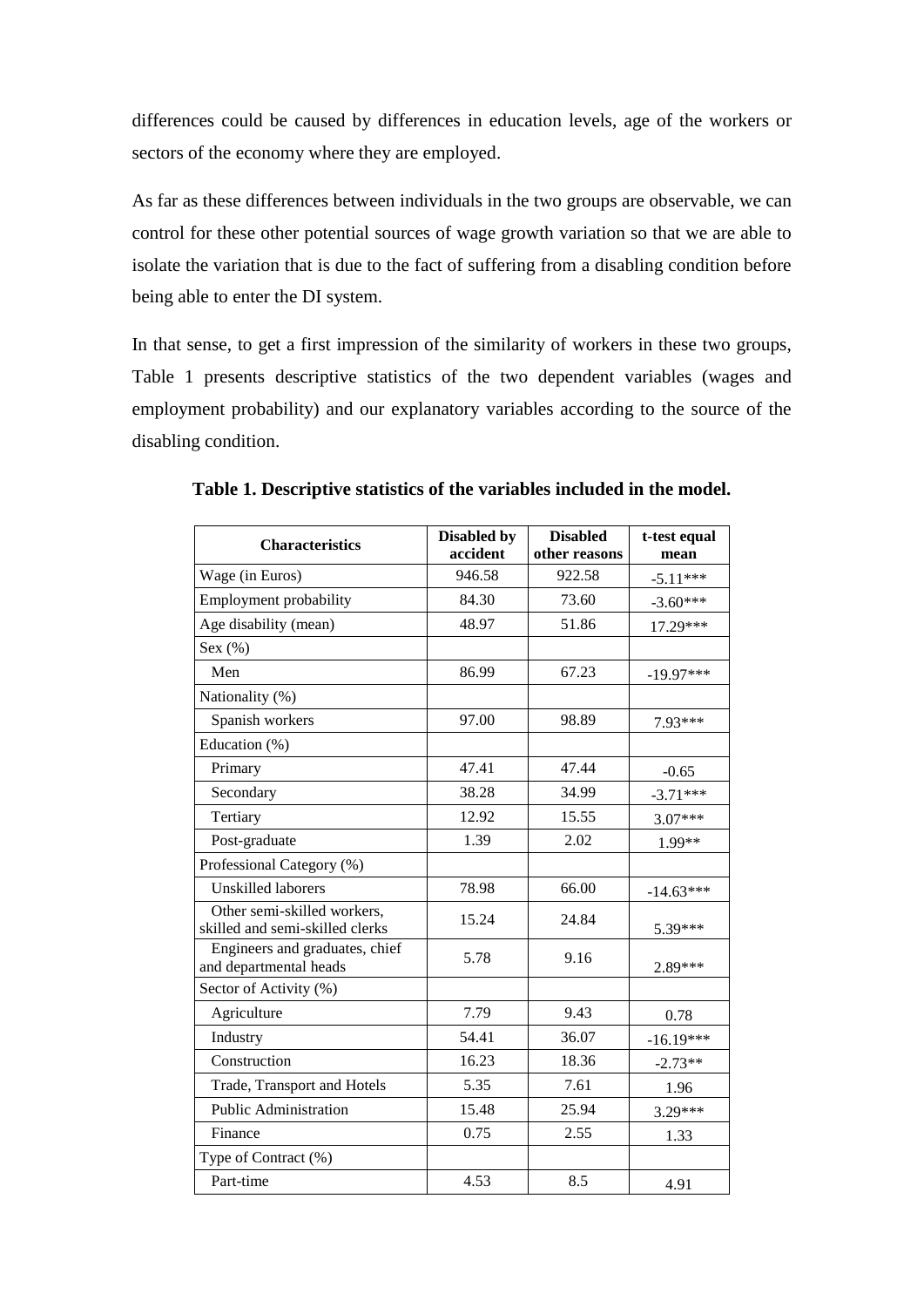differences could be caused by differences in education levels, age of the workers or sectors of the economy where they are employed.

As far as these differences between individuals in the two groups are observable, we can control for these other potential sources of wage growth variation so that we are able to isolate the variation that is due to the fact of suffering from a disabling condition before being able to enter the DI system.

In that sense, to get a first impression of the similarity of workers in these two groups, Table 1 presents descriptive statistics of the two dependent variables (wages and employment probability) and our explanatory variables according to the source of the disabling condition.

**Table 1. Descriptive statistics of the variables included in the model.**

| Characteristics | Disabled by accident | Disabled other reasons | t-test equal mean |
|---|---|---|---|
| Wage (in Euros) | 946.58 | 922.58 | -5.11*** |
| Employment probability | 84.30 | 73.60 | -3.60*** |
| Age disability (mean) | 48.97 | 51.86 | 17.29*** |
| Sex (%) | | | |
| Men | 86.99 | 67.23 | -19.97*** |
| Nationality (%) | | | |
| Spanish workers | 97.00 | 98.89 | 7.93*** |
| Education (%) | | | |
| Primary | 47.41 | 47.44 | -0.65 |
| Secondary | 38.28 | 34.99 | -3.71*** |
| Tertiary | 12.92 | 15.55 | 3.07*** |
| Post-graduate | 1.39 | 2.02 | 1.99** |
| Professional Category (%) | | | |
| Unskilled laborers | 78.98 | 66.00 | -14.63*** |
| Other semi-skilled workers, skilled and semi-skilled clerks | 15.24 | 24.84 | 5.39*** |
| Engineers and graduates, chief and departmental heads | 5.78 | 9.16 | 2.89*** |
| Sector of Activity (%) | | | |
| Agriculture | 7.79 | 9.43 | 0.78 |
| Industry | 54.41 | 36.07 | -16.19*** |
| Construction | 16.23 | 18.36 | -2.73** |
| Trade, Transport and Hotels | 5.35 | 7.61 | 1.96 |
| Public Administration | 15.48 | 25.94 | 3.29*** |
| Finance | 0.75 | 2.55 | 1.33 |
| Type of Contract (%) | | | |
| Part-time | 4.53 | 8.5 | 4.91 |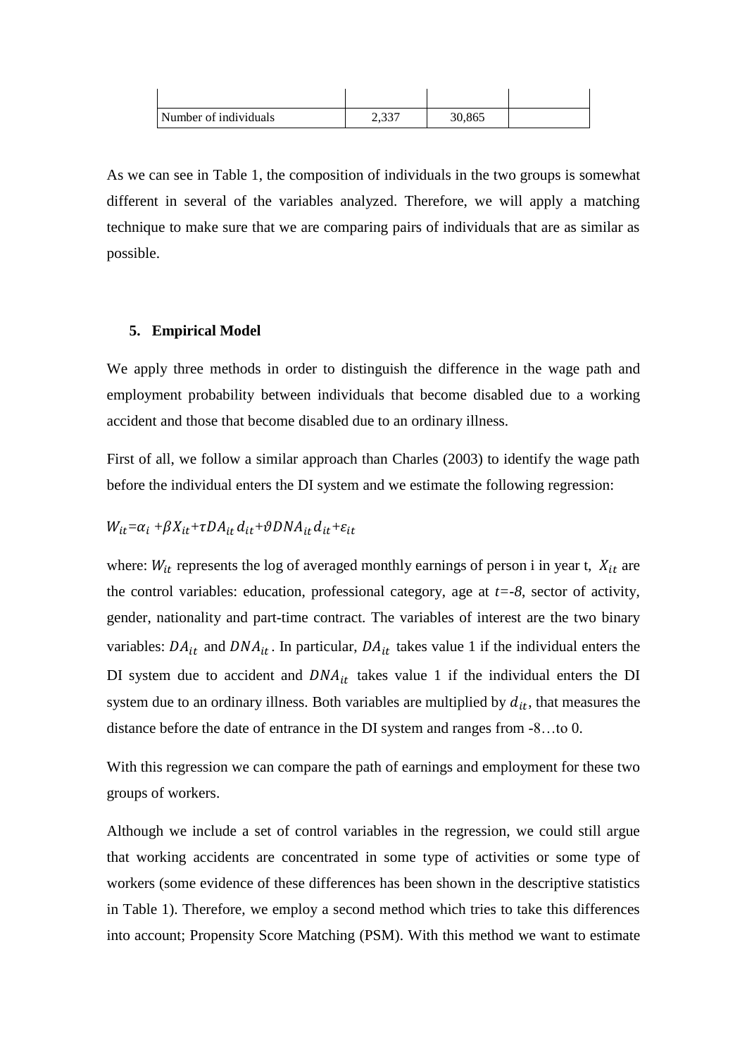| | | | |
|---|---|---|---|
| | | | |
| Number of individuals | 2,337 | 30,865 | |

As we can see in Table 1, the composition of individuals in the two groups is somewhat different in several of the variables analyzed. Therefore, we will apply a matching technique to make sure that we are comparing pairs of individuals that are as similar as possible.

## 5. Empirical Model

We apply three methods in order to distinguish the difference in the wage path and employment probability between individuals that become disabled due to a working accident and those that become disabled due to an ordinary illness.

First of all, we follow a similar approach than Charles (2003) to identify the wage path before the individual enters the DI system and we estimate the following regression:

$$W_{it}=\alpha_i + \beta X_{it} + \tau DA_{it}\, d_{it} + \vartheta DNA_{it}\, d_{it} + \varepsilon_{it}$$

where: $W_{it}$ represents the log of averaged monthly earnings of person i in year t, $X_{it}$ are the control variables: education, professional category, age at *t=-8*, sector of activity, gender, nationality and part-time contract. The variables of interest are the two binary variables: $DA_{it}$ and $DNA_{it}$. In particular, $DA_{it}$ takes value 1 if the individual enters the DI system due to accident and $DNA_{it}$ takes value 1 if the individual enters the DI system due to an ordinary illness. Both variables are multiplied by $d_{it}$, that measures the distance before the date of entrance in the DI system and ranges from -8…to 0.

With this regression we can compare the path of earnings and employment for these two groups of workers.

Although we include a set of control variables in the regression, we could still argue that working accidents are concentrated in some type of activities or some type of workers (some evidence of these differences has been shown in the descriptive statistics in Table 1). Therefore, we employ a second method which tries to take this differences into account; Propensity Score Matching (PSM). With this method we want to estimate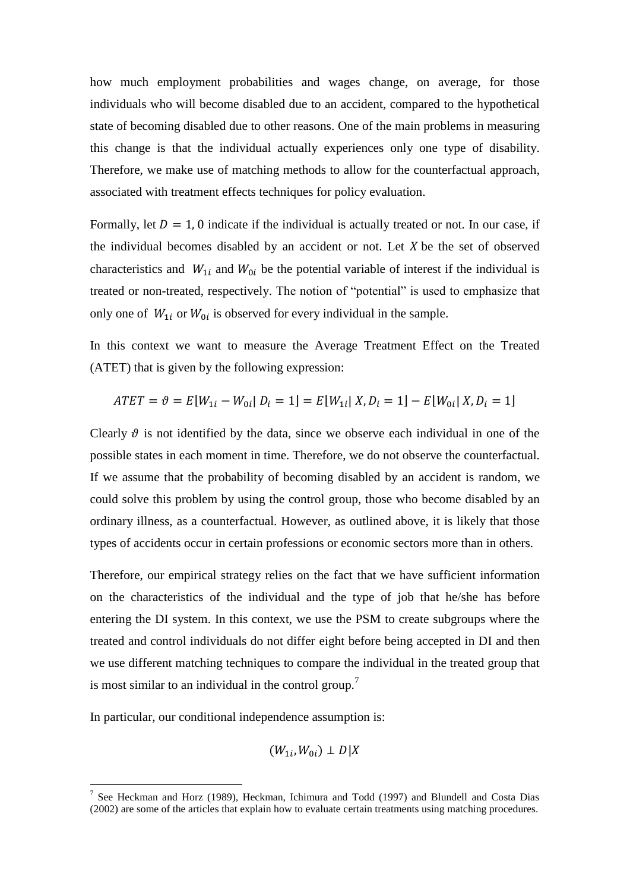how much employment probabilities and wages change, on average, for those individuals who will become disabled due to an accident, compared to the hypothetical state of becoming disabled due to other reasons. One of the main problems in measuring this change is that the individual actually experiences only one type of disability. Therefore, we make use of matching methods to allow for the counterfactual approach, associated with treatment effects techniques for policy evaluation.

Formally, let $D = 1, 0$ indicate if the individual is actually treated or not. In our case, if the individual becomes disabled by an accident or not. Let $X$ be the set of observed characteristics and $W_{1i}$ and $W_{0i}$ be the potential variable of interest if the individual is treated or non-treated, respectively. The notion of "potential" is used to emphasize that only one of $W_{1i}$ or $W_{0i}$ is observed for every individual in the sample.

In this context we want to measure the Average Treatment Effect on the Treated (ATET) that is given by the following expression:

$$ATET = \vartheta = E[W_{1i} - W_{0i} | D_i = 1] = E[W_{1i} | X, D_i = 1] - E[W_{0i} | X, D_i = 1]$$

Clearly $\vartheta$ is not identified by the data, since we observe each individual in one of the possible states in each moment in time. Therefore, we do not observe the counterfactual. If we assume that the probability of becoming disabled by an accident is random, we could solve this problem by using the control group, those who become disabled by an ordinary illness, as a counterfactual. However, as outlined above, it is likely that those types of accidents occur in certain professions or economic sectors more than in others.

Therefore, our empirical strategy relies on the fact that we have sufficient information on the characteristics of the individual and the type of job that he/she has before entering the DI system. In this context, we use the PSM to create subgroups where the treated and control individuals do not differ eight before being accepted in DI and then we use different matching techniques to compare the individual in the treated group that is most similar to an individual in the control group.[7]

In particular, our conditional independence assumption is:

$$(W_{1i}, W_{0i}) \perp D | X$$

[7] See Heckman and Horz (1989), Heckman, Ichimura and Todd (1997) and Blundell and Costa Dias (2002) are some of the articles that explain how to evaluate certain treatments using matching procedures.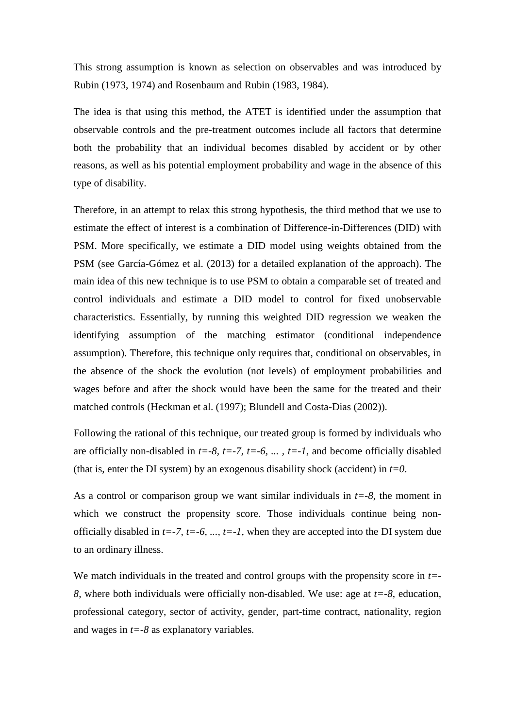This strong assumption is known as selection on observables and was introduced by Rubin (1973, 1974) and Rosenbaum and Rubin (1983, 1984).

The idea is that using this method, the ATET is identified under the assumption that observable controls and the pre-treatment outcomes include all factors that determine both the probability that an individual becomes disabled by accident or by other reasons, as well as his potential employment probability and wage in the absence of this type of disability.

Therefore, in an attempt to relax this strong hypothesis, the third method that we use to estimate the effect of interest is a combination of Difference-in-Differences (DID) with PSM. More specifically, we estimate a DID model using weights obtained from the PSM (see García-Gómez et al. (2013) for a detailed explanation of the approach). The main idea of this new technique is to use PSM to obtain a comparable set of treated and control individuals and estimate a DID model to control for fixed unobservable characteristics. Essentially, by running this weighted DID regression we weaken the identifying assumption of the matching estimator (conditional independence assumption). Therefore, this technique only requires that, conditional on observables, in the absence of the shock the evolution (not levels) of employment probabilities and wages before and after the shock would have been the same for the treated and their matched controls (Heckman et al. (1997); Blundell and Costa-Dias (2002)).

Following the rational of this technique, our treated group is formed by individuals who are officially non-disabled in $t=-8$, $t=-7$, $t=-6$, ... , $t=-1$, and become officially disabled (that is, enter the DI system) by an exogenous disability shock (accident) in $t=0$.

As a control or comparison group we want similar individuals in $t=-8$, the moment in which we construct the propensity score. Those individuals continue being non-officially disabled in $t=-7$, $t=-6$, ..., $t=-1$, when they are accepted into the DI system due to an ordinary illness.

We match individuals in the treated and control groups with the propensity score in $t=-8$, where both individuals were officially non-disabled. We use: age at $t=-8$, education, professional category, sector of activity, gender, part-time contract, nationality, region and wages in $t=-8$ as explanatory variables.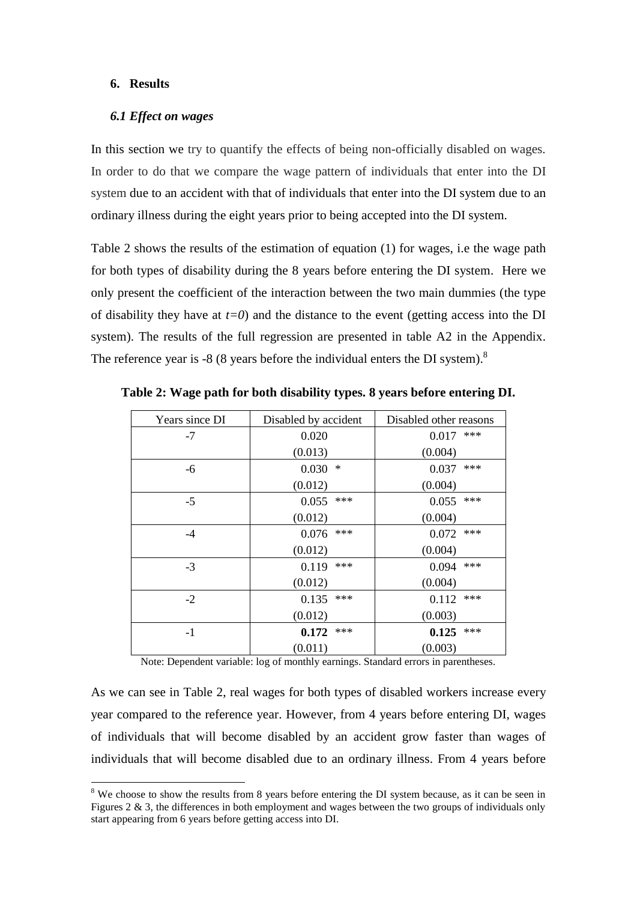## 6. Results

### *6.1 Effect on wages*

In this section we try to quantify the effects of being non-officially disabled on wages. In order to do that we compare the wage pattern of individuals that enter into the DI system due to an accident with that of individuals that enter into the DI system due to an ordinary illness during the eight years prior to being accepted into the DI system.

Table 2 shows the results of the estimation of equation (1) for wages, i.e the wage path for both types of disability during the 8 years before entering the DI system. Here we only present the coefficient of the interaction between the two main dummies (the type of disability they have at $t=0$) and the distance to the event (getting access into the DI system). The results of the full regression are presented in table A2 in the Appendix. The reference year is -8 (8 years before the individual enters the DI system).[8]

**Table 2: Wage path for both disability types. 8 years before entering DI.**

| Years since DI | Disabled by accident | Disabled other reasons |
|---|---|---|
| -7 | 0.020 | 0.017 *** |
| | (0.013) | (0.004) |
| -6 | 0.030 * | 0.037 *** |
| | (0.012) | (0.004) |
| -5 | 0.055 *** | 0.055 *** |
| | (0.012) | (0.004) |
| -4 | 0.076 *** | 0.072 *** |
| | (0.012) | (0.004) |
| -3 | 0.119 *** | 0.094 *** |
| | (0.012) | (0.004) |
| -2 | 0.135 *** | 0.112 *** |
| | (0.012) | (0.003) |
| -1 | **0.172** *** | **0.125** *** |
| | (0.011) | (0.003) |

Note: Dependent variable: log of monthly earnings. Standard errors in parentheses.

As we can see in Table 2, real wages for both types of disabled workers increase every year compared to the reference year. However, from 4 years before entering DI, wages of individuals that will become disabled by an accident grow faster than wages of individuals that will become disabled due to an ordinary illness. From 4 years before

[8] We choose to show the results from 8 years before entering the DI system because, as it can be seen in Figures 2 & 3, the differences in both employment and wages between the two groups of individuals only start appearing from 6 years before getting access into DI.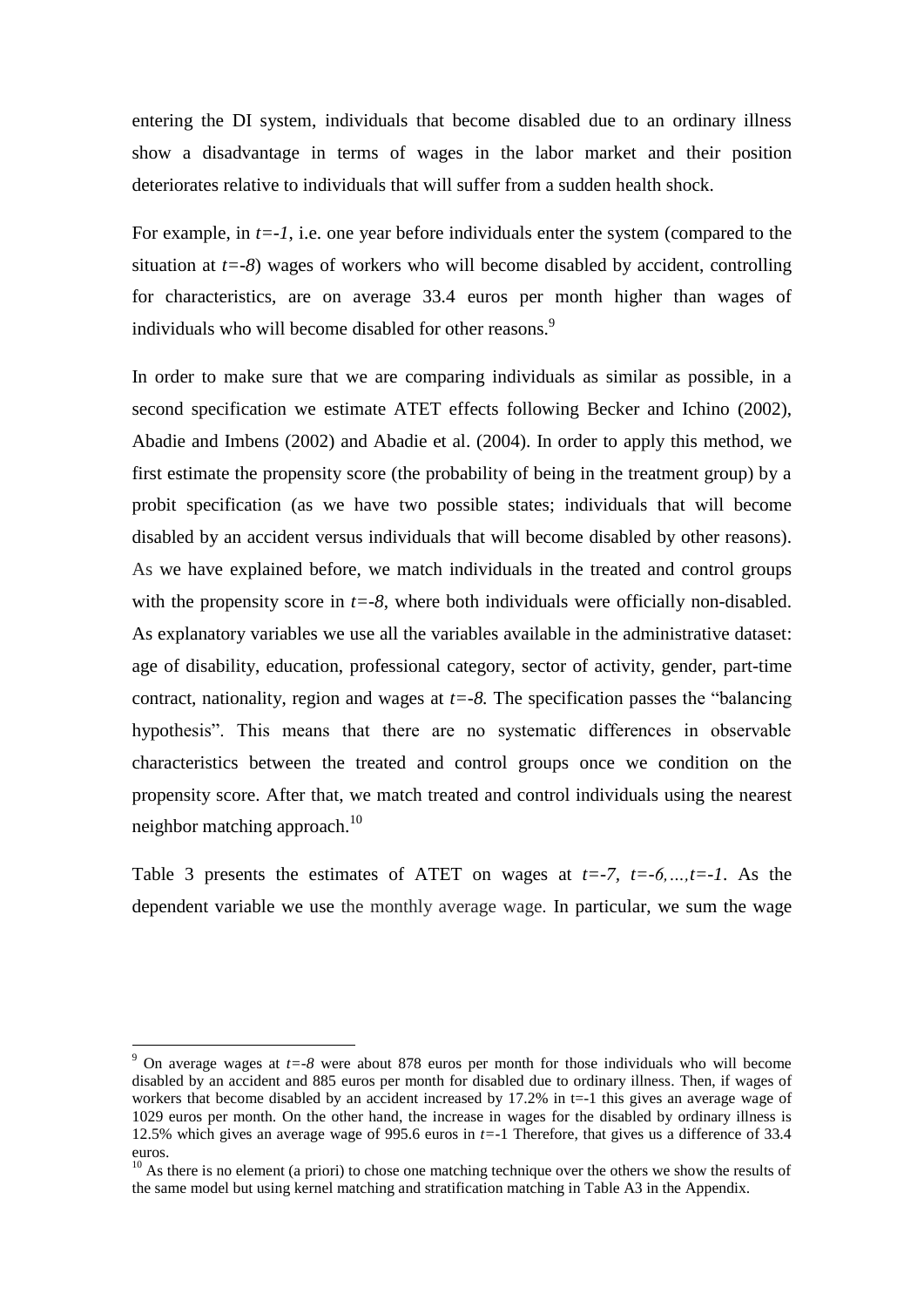entering the DI system, individuals that become disabled due to an ordinary illness show a disadvantage in terms of wages in the labor market and their position deteriorates relative to individuals that will suffer from a sudden health shock.

For example, in $t=-1$, i.e. one year before individuals enter the system (compared to the situation at $t=-8$) wages of workers who will become disabled by accident, controlling for characteristics, are on average 33.4 euros per month higher than wages of individuals who will become disabled for other reasons.[9]

In order to make sure that we are comparing individuals as similar as possible, in a second specification we estimate ATET effects following Becker and Ichino (2002), Abadie and Imbens (2002) and Abadie et al. (2004). In order to apply this method, we first estimate the propensity score (the probability of being in the treatment group) by a probit specification (as we have two possible states; individuals that will become disabled by an accident versus individuals that will become disabled by other reasons). As we have explained before, we match individuals in the treated and control groups with the propensity score in $t=-8$, where both individuals were officially non-disabled. As explanatory variables we use all the variables available in the administrative dataset: age of disability, education, professional category, sector of activity, gender, part-time contract, nationality, region and wages at $t=-8$. The specification passes the "balancing hypothesis". This means that there are no systematic differences in observable characteristics between the treated and control groups once we condition on the propensity score. After that, we match treated and control individuals using the nearest neighbor matching approach.[10]

Table 3 presents the estimates of ATET on wages at $t=-7$, $t=-6,\ldots,t=-1$. As the dependent variable we use the monthly average wage. In particular, we sum the wage

---

[9] On average wages at $t=-8$ were about 878 euros per month for those individuals who will become disabled by an accident and 885 euros per month for disabled due to ordinary illness. Then, if wages of workers that become disabled by an accident increased by 17.2% in t=-1 this gives an average wage of 1029 euros per month. On the other hand, the increase in wages for the disabled by ordinary illness is 12.5% which gives an average wage of 995.6 euros in $t=-1$ Therefore, that gives us a difference of 33.4 euros.

[10] As there is no element (a priori) to chose one matching technique over the others we show the results of the same model but using kernel matching and stratification matching in Table A3 in the Appendix.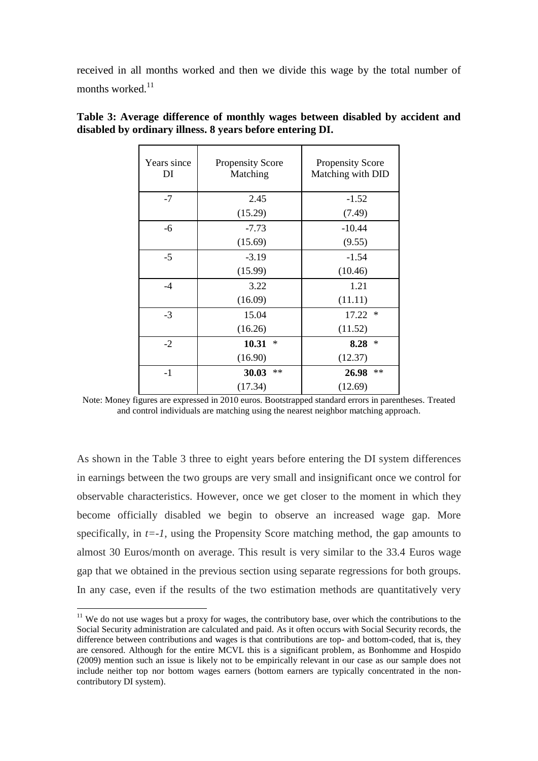received in all months worked and then we divide this wage by the total number of months worked.[11]

**Table 3: Average difference of monthly wages between disabled by accident and disabled by ordinary illness. 8 years before entering DI.**

| Years since DI | Propensity Score Matching | Propensity Score Matching with DID |
|---|---|---|
| -7 | 2.45 | -1.52 |
| | (15.29) | (7.49) |
| -6 | -7.73 | -10.44 |
| | (15.69) | (9.55) |
| -5 | -3.19 | -1.54 |
| | (15.99) | (10.46) |
| -4 | 3.22 | 1.21 |
| | (16.09) | (11.11) |
| -3 | 15.04 | 17.22 * |
| | (16.26) | (11.52) |
| -2 | **10.31** * | **8.28** * |
| | (16.90) | (12.37) |
| -1 | **30.03** ** | **26.98** ** |
| | (17.34) | (12.69) |

Note: Money figures are expressed in 2010 euros. Bootstrapped standard errors in parentheses. Treated and control individuals are matching using the nearest neighbor matching approach.

As shown in the Table 3 three to eight years before entering the DI system differences in earnings between the two groups are very small and insignificant once we control for observable characteristics. However, once we get closer to the moment in which they become officially disabled we begin to observe an increased wage gap. More specifically, in $t=-1$, using the Propensity Score matching method, the gap amounts to almost 30 Euros/month on average. This result is very similar to the 33.4 Euros wage gap that we obtained in the previous section using separate regressions for both groups. In any case, even if the results of the two estimation methods are quantitatively very

[11] We do not use wages but a proxy for wages, the contributory base, over which the contributions to the Social Security administration are calculated and paid. As it often occurs with Social Security records, the difference between contributions and wages is that contributions are top- and bottom-coded, that is, they are censored. Although for the entire MCVL this is a significant problem, as Bonhomme and Hospido (2009) mention such an issue is likely not to be empirically relevant in our case as our sample does not include neither top nor bottom wages earners (bottom earners are typically concentrated in the non-contributory DI system).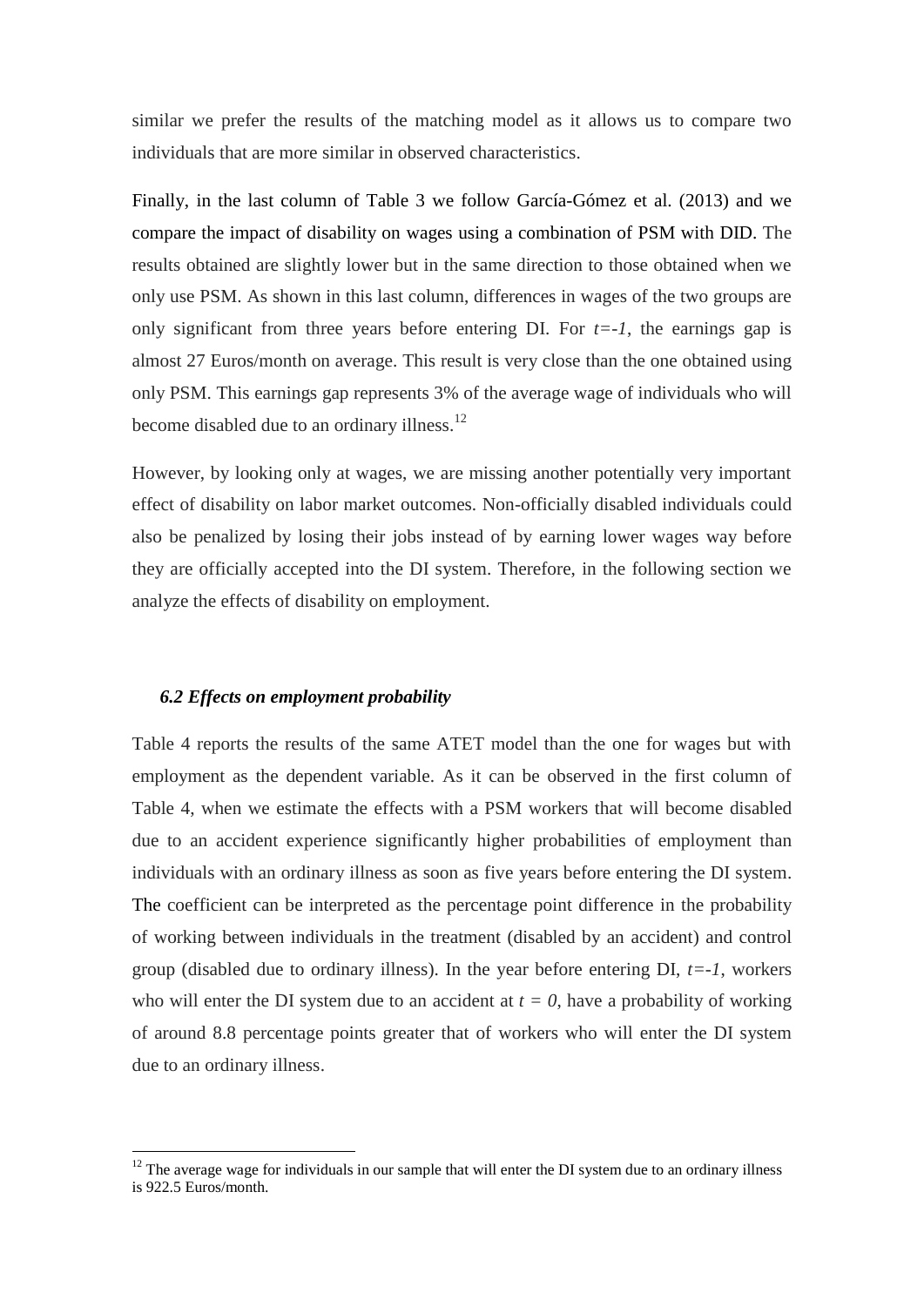similar we prefer the results of the matching model as it allows us to compare two individuals that are more similar in observed characteristics.

Finally, in the last column of Table 3 we follow García-Gómez et al. (2013) and we compare the impact of disability on wages using a combination of PSM with DID. The results obtained are slightly lower but in the same direction to those obtained when we only use PSM. As shown in this last column, differences in wages of the two groups are only significant from three years before entering DI. For *t=-1*, the earnings gap is almost 27 Euros/month on average. This result is very close than the one obtained using only PSM. This earnings gap represents 3% of the average wage of individuals who will become disabled due to an ordinary illness.[12]

However, by looking only at wages, we are missing another potentially very important effect of disability on labor market outcomes. Non-officially disabled individuals could also be penalized by losing their jobs instead of by earning lower wages way before they are officially accepted into the DI system. Therefore, in the following section we analyze the effects of disability on employment.

### *6.2 Effects on employment probability*

Table 4 reports the results of the same ATET model than the one for wages but with employment as the dependent variable. As it can be observed in the first column of Table 4, when we estimate the effects with a PSM workers that will become disabled due to an accident experience significantly higher probabilities of employment than individuals with an ordinary illness as soon as five years before entering the DI system. The coefficient can be interpreted as the percentage point difference in the probability of working between individuals in the treatment (disabled by an accident) and control group (disabled due to ordinary illness). In the year before entering DI, *t=-1*, workers who will enter the DI system due to an accident at *t = 0*, have a probability of working of around 8.8 percentage points greater that of workers who will enter the DI system due to an ordinary illness.

[12] The average wage for individuals in our sample that will enter the DI system due to an ordinary illness is 922.5 Euros/month.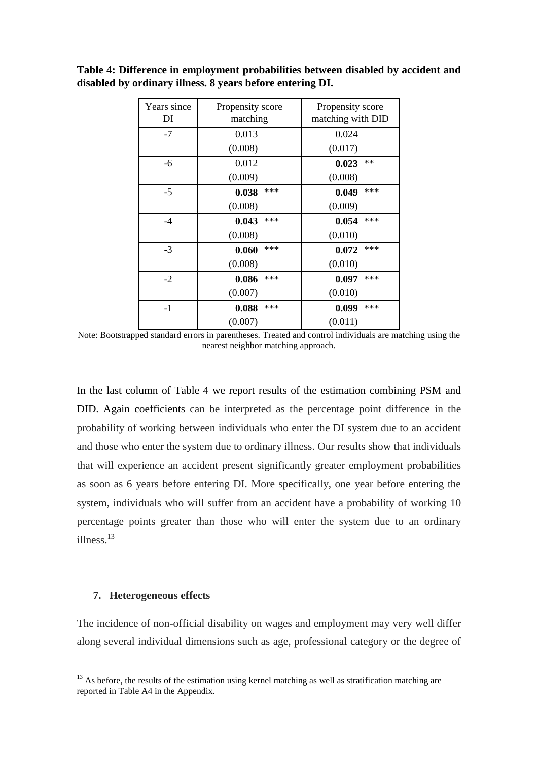**Table 4: Difference in employment probabilities between disabled by accident and disabled by ordinary illness. 8 years before entering DI.**

| Years since DI | Propensity score matching | Propensity score matching with DID |
|---|---|---|
| -7 | 0.013 | 0.024 |
| | (0.008) | (0.017) |
| -6 | 0.012 | **0.023** ** |
| | (0.009) | (0.008) |
| -5 | **0.038** *** | **0.049** *** |
| | (0.008) | (0.009) |
| -4 | **0.043** *** | **0.054** *** |
| | (0.008) | (0.010) |
| -3 | **0.060** *** | **0.072** *** |
| | (0.008) | (0.010) |
| -2 | **0.086** *** | **0.097** *** |
| | (0.007) | (0.010) |
| -1 | **0.088** *** | **0.099** *** |
| | (0.007) | (0.011) |

Note: Bootstrapped standard errors in parentheses. Treated and control individuals are matching using the nearest neighbor matching approach.

In the last column of Table 4 we report results of the estimation combining PSM and DID. Again coefficients can be interpreted as the percentage point difference in the probability of working between individuals who enter the DI system due to an accident and those who enter the system due to ordinary illness. Our results show that individuals that will experience an accident present significantly greater employment probabilities as soon as 6 years before entering DI. More specifically, one year before entering the system, individuals who will suffer from an accident have a probability of working 10 percentage points greater than those who will enter the system due to an ordinary illness.[13]

### 7. Heterogeneous effects

The incidence of non-official disability on wages and employment may very well differ along several individual dimensions such as age, professional category or the degree of

[13] As before, the results of the estimation using kernel matching as well as stratification matching are reported in Table A4 in the Appendix.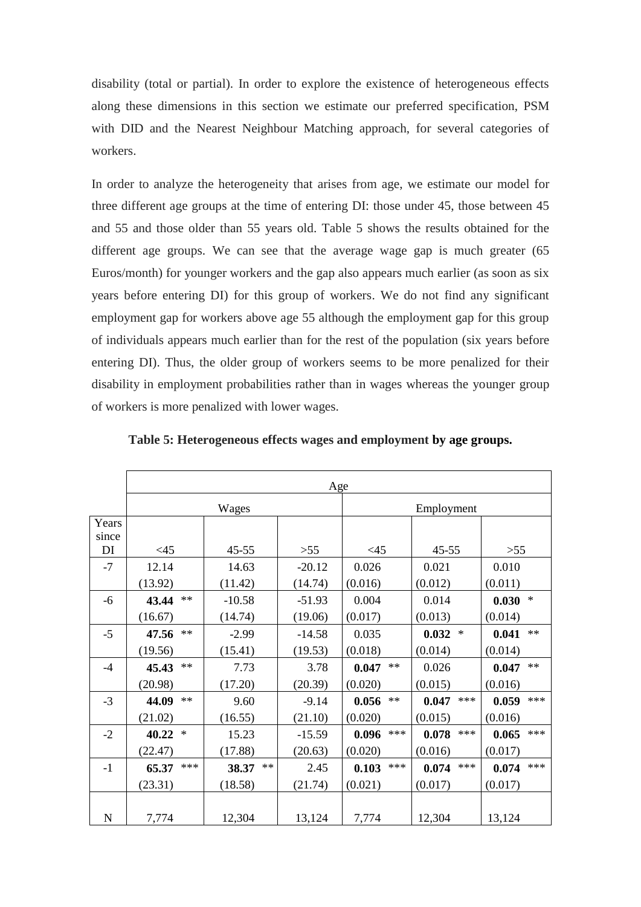disability (total or partial). In order to explore the existence of heterogeneous effects along these dimensions in this section we estimate our preferred specification, PSM with DID and the Nearest Neighbour Matching approach, for several categories of workers.

In order to analyze the heterogeneity that arises from age, we estimate our model for three different age groups at the time of entering DI: those under 45, those between 45 and 55 and those older than 55 years old. Table 5 shows the results obtained for the different age groups. We can see that the average wage gap is much greater (65 Euros/month) for younger workers and the gap also appears much earlier (as soon as six years before entering DI) for this group of workers. We do not find any significant employment gap for workers above age 55 although the employment gap for this group of individuals appears much earlier than for the rest of the population (six years before entering DI). Thus, the older group of workers seems to be more penalized for their disability in employment probabilities rather than in wages whereas the younger group of workers is more penalized with lower wages.

**Table 5: Heterogeneous effects wages and employment by age groups.**

| | Age | | | | | |
|---|---|---|---|---|---|---|
| | Wages | | | Employment | | |
| Years since DI | <45 | 45-55 | >55 | <45 | 45-55 | >55 |
| -7 | 12.14 | 14.63 | -20.12 | 0.026 | 0.021 | 0.010 |
| | (13.92) | (11.42) | (14.74) | (0.016) | (0.012) | (0.011) |
| -6 | **43.44** ** | -10.58 | -51.93 | 0.004 | 0.014 | **0.030** * |
| | (16.67) | (14.74) | (19.06) | (0.017) | (0.013) | (0.014) |
| -5 | **47.56** ** | -2.99 | -14.58 | 0.035 | **0.032** * | **0.041** ** |
| | (19.56) | (15.41) | (19.53) | (0.018) | (0.014) | (0.014) |
| -4 | **45.43** ** | 7.73 | 3.78 | **0.047** ** | 0.026 | **0.047** ** |
| | (20.98) | (17.20) | (20.39) | (0.020) | (0.015) | (0.016) |
| -3 | **44.09** ** | 9.60 | -9.14 | **0.056** ** | **0.047** *** | **0.059** *** |
| | (21.02) | (16.55) | (21.10) | (0.020) | (0.015) | (0.016) |
| -2 | **40.22** * | 15.23 | -15.59 | **0.096** *** | **0.078** *** | **0.065** *** |
| | (22.47) | (17.88) | (20.63) | (0.020) | (0.016) | (0.017) |
| -1 | **65.37** *** | **38.37** ** | 2.45 | **0.103** *** | **0.074** *** | **0.074** *** |
| | (23.31) | (18.58) | (21.74) | (0.021) | (0.017) | (0.017) |
| N | 7,774 | 12,304 | 13,124 | 7,774 | 12,304 | 13,124 |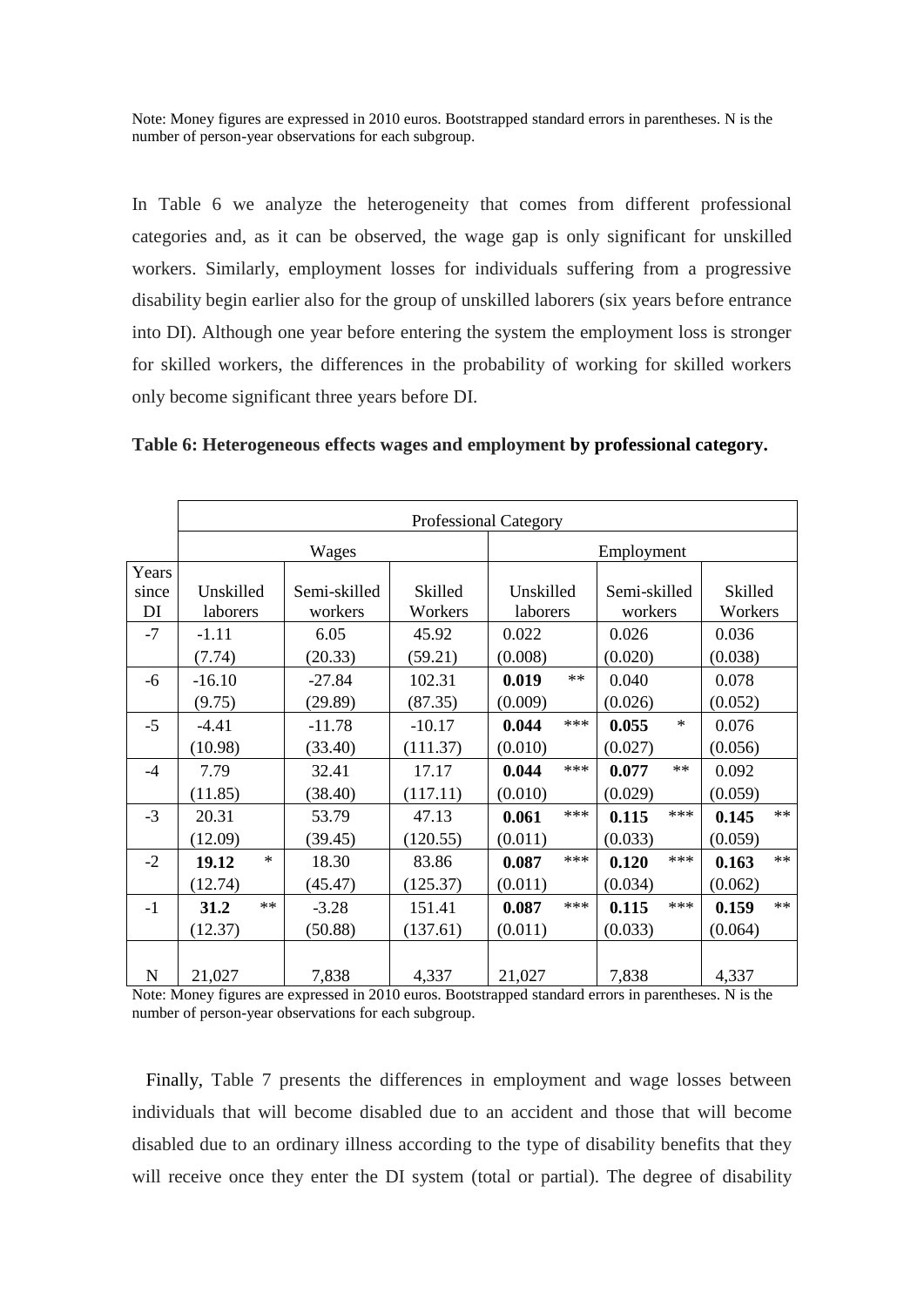Note: Money figures are expressed in 2010 euros. Bootstrapped standard errors in parentheses. N is the number of person-year observations for each subgroup.

In Table 6 we analyze the heterogeneity that comes from different professional categories and, as it can be observed, the wage gap is only significant for unskilled workers. Similarly, employment losses for individuals suffering from a progressive disability begin earlier also for the group of unskilled laborers (six years before entrance into DI). Although one year before entering the system the employment loss is stronger for skilled workers, the differences in the probability of working for skilled workers only become significant three years before DI.

**Table 6: Heterogeneous effects wages and employment by professional category.**

| | Professional Category | | | | | |
|---|---|---|---|---|---|---|
| | Wages | | | Employment | | |
| Years since DI | Unskilled laborers | Semi-skilled workers | Skilled Workers | Unskilled laborers | Semi-skilled workers | Skilled Workers |
| -7 | -1.11 | 6.05 | 45.92 | 0.022 | 0.026 | 0.036 |
| | (7.74) | (20.33) | (59.21) | (0.008) | (0.020) | (0.038) |
| -6 | -16.10 | -27.84 | 102.31 | **0.019** ** | 0.040 | 0.078 |
| | (9.75) | (29.89) | (87.35) | (0.009) | (0.026) | (0.052) |
| -5 | -4.41 | -11.78 | -10.17 | **0.044** *** | **0.055** * | 0.076 |
| | (10.98) | (33.40) | (111.37) | (0.010) | (0.027) | (0.056) |
| -4 | 7.79 | 32.41 | 17.17 | **0.044** *** | **0.077** ** | 0.092 |
| | (11.85) | (38.40) | (117.11) | (0.010) | (0.029) | (0.059) |
| -3 | 20.31 | 53.79 | 47.13 | **0.061** *** | **0.115** *** | **0.145** ** |
| | (12.09) | (39.45) | (120.55) | (0.011) | (0.033) | (0.059) |
| -2 | **19.12** * | 18.30 | 83.86 | **0.087** *** | **0.120** *** | **0.163** ** |
| | (12.74) | (45.47) | (125.37) | (0.011) | (0.034) | (0.062) |
| -1 | **31.2** ** | -3.28 | 151.41 | **0.087** *** | **0.115** *** | **0.159** ** |
| | (12.37) | (50.88) | (137.61) | (0.011) | (0.033) | (0.064) |
| N | 21,027 | 7,838 | 4,337 | 21,027 | 7,838 | 4,337 |

Note: Money figures are expressed in 2010 euros. Bootstrapped standard errors in parentheses. N is the number of person-year observations for each subgroup.

Finally, Table 7 presents the differences in employment and wage losses between individuals that will become disabled due to an accident and those that will become disabled due to an ordinary illness according to the type of disability benefits that they will receive once they enter the DI system (total or partial). The degree of disability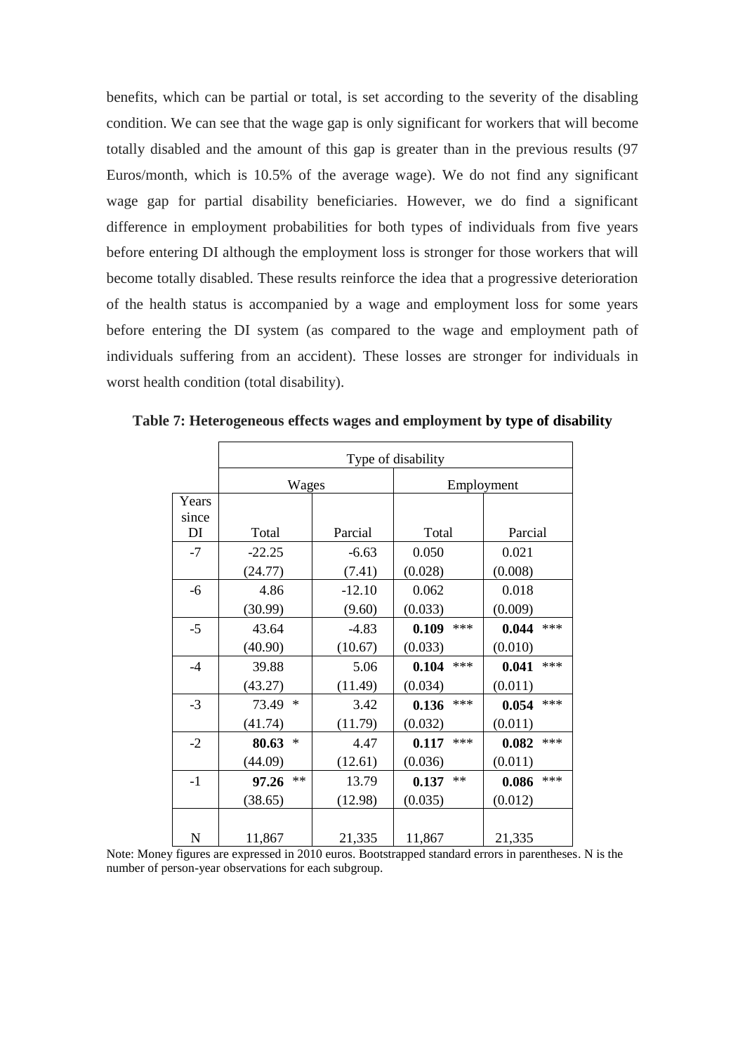benefits, which can be partial or total, is set according to the severity of the disabling condition. We can see that the wage gap is only significant for workers that will become totally disabled and the amount of this gap is greater than in the previous results (97 Euros/month, which is 10.5% of the average wage). We do not find any significant wage gap for partial disability beneficiaries. However, we do find a significant difference in employment probabilities for both types of individuals from five years before entering DI although the employment loss is stronger for those workers that will become totally disabled. These results reinforce the idea that a progressive deterioration of the health status is accompanied by a wage and employment loss for some years before entering the DI system (as compared to the wage and employment path of individuals suffering from an accident). These losses are stronger for individuals in worst health condition (total disability).

**Table 7: Heterogeneous effects wages and employment by type of disability**

| | Type of disability | | | |
|---|---|---|---|---|
| | Wages | | Employment | |
| Years since DI | Total | Parcial | Total | Parcial |
| -7 | -22.25 | -6.63 | 0.050 | 0.021 |
| | (24.77) | (7.41) | (0.028) | (0.008) |
| -6 | 4.86 | -12.10 | 0.062 | 0.018 |
| | (30.99) | (9.60) | (0.033) | (0.009) |
| -5 | 43.64 | -4.83 | **0.109** *** | **0.044** *** |
| | (40.90) | (10.67) | (0.033) | (0.010) |
| -4 | 39.88 | 5.06 | **0.104** *** | **0.041** *** |
| | (43.27) | (11.49) | (0.034) | (0.011) |
| -3 | 73.49 * | 3.42 | **0.136** *** | **0.054** *** |
| | (41.74) | (11.79) | (0.032) | (0.011) |
| -2 | **80.63** * | 4.47 | **0.117** *** | **0.082** *** |
| | (44.09) | (12.61) | (0.036) | (0.011) |
| -1 | **97.26** ** | 13.79 | **0.137** ** | **0.086** *** |
| | (38.65) | (12.98) | (0.035) | (0.012) |
| N | 11,867 | 21,335 | 11,867 | 21,335 |

Note: Money figures are expressed in 2010 euros. Bootstrapped standard errors in parentheses. N is the number of person-year observations for each subgroup.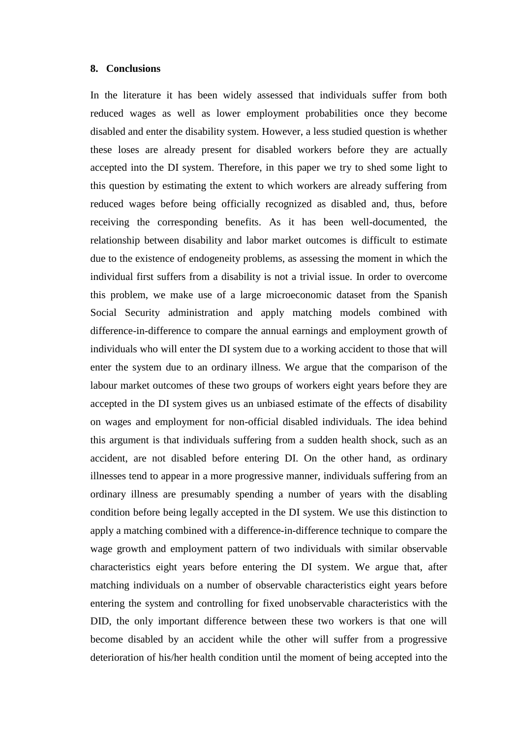## 8. Conclusions

In the literature it has been widely assessed that individuals suffer from both reduced wages as well as lower employment probabilities once they become disabled and enter the disability system. However, a less studied question is whether these loses are already present for disabled workers before they are actually accepted into the DI system. Therefore, in this paper we try to shed some light to this question by estimating the extent to which workers are already suffering from reduced wages before being officially recognized as disabled and, thus, before receiving the corresponding benefits. As it has been well-documented, the relationship between disability and labor market outcomes is difficult to estimate due to the existence of endogeneity problems, as assessing the moment in which the individual first suffers from a disability is not a trivial issue. In order to overcome this problem, we make use of a large microeconomic dataset from the Spanish Social Security administration and apply matching models combined with difference-in-difference to compare the annual earnings and employment growth of individuals who will enter the DI system due to a working accident to those that will enter the system due to an ordinary illness. We argue that the comparison of the labour market outcomes of these two groups of workers eight years before they are accepted in the DI system gives us an unbiased estimate of the effects of disability on wages and employment for non-official disabled individuals. The idea behind this argument is that individuals suffering from a sudden health shock, such as an accident, are not disabled before entering DI. On the other hand, as ordinary illnesses tend to appear in a more progressive manner, individuals suffering from an ordinary illness are presumably spending a number of years with the disabling condition before being legally accepted in the DI system. We use this distinction to apply a matching combined with a difference-in-difference technique to compare the wage growth and employment pattern of two individuals with similar observable characteristics eight years before entering the DI system. We argue that, after matching individuals on a number of observable characteristics eight years before entering the system and controlling for fixed unobservable characteristics with the DID, the only important difference between these two workers is that one will become disabled by an accident while the other will suffer from a progressive deterioration of his/her health condition until the moment of being accepted into the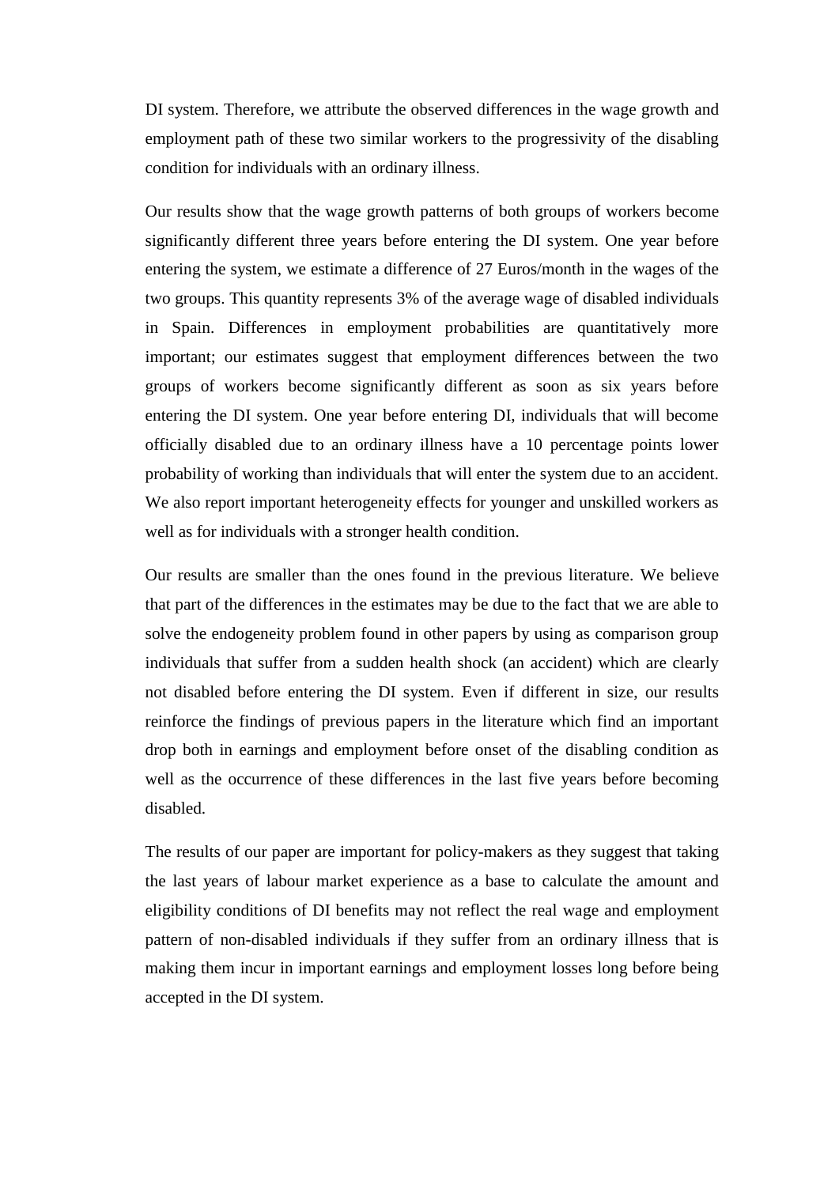DI system. Therefore, we attribute the observed differences in the wage growth and employment path of these two similar workers to the progressivity of the disabling condition for individuals with an ordinary illness.

Our results show that the wage growth patterns of both groups of workers become significantly different three years before entering the DI system. One year before entering the system, we estimate a difference of 27 Euros/month in the wages of the two groups. This quantity represents 3% of the average wage of disabled individuals in Spain. Differences in employment probabilities are quantitatively more important; our estimates suggest that employment differences between the two groups of workers become significantly different as soon as six years before entering the DI system. One year before entering DI, individuals that will become officially disabled due to an ordinary illness have a 10 percentage points lower probability of working than individuals that will enter the system due to an accident. We also report important heterogeneity effects for younger and unskilled workers as well as for individuals with a stronger health condition.

Our results are smaller than the ones found in the previous literature. We believe that part of the differences in the estimates may be due to the fact that we are able to solve the endogeneity problem found in other papers by using as comparison group individuals that suffer from a sudden health shock (an accident) which are clearly not disabled before entering the DI system. Even if different in size, our results reinforce the findings of previous papers in the literature which find an important drop both in earnings and employment before onset of the disabling condition as well as the occurrence of these differences in the last five years before becoming disabled.

The results of our paper are important for policy-makers as they suggest that taking the last years of labour market experience as a base to calculate the amount and eligibility conditions of DI benefits may not reflect the real wage and employment pattern of non-disabled individuals if they suffer from an ordinary illness that is making them incur in important earnings and employment losses long before being accepted in the DI system.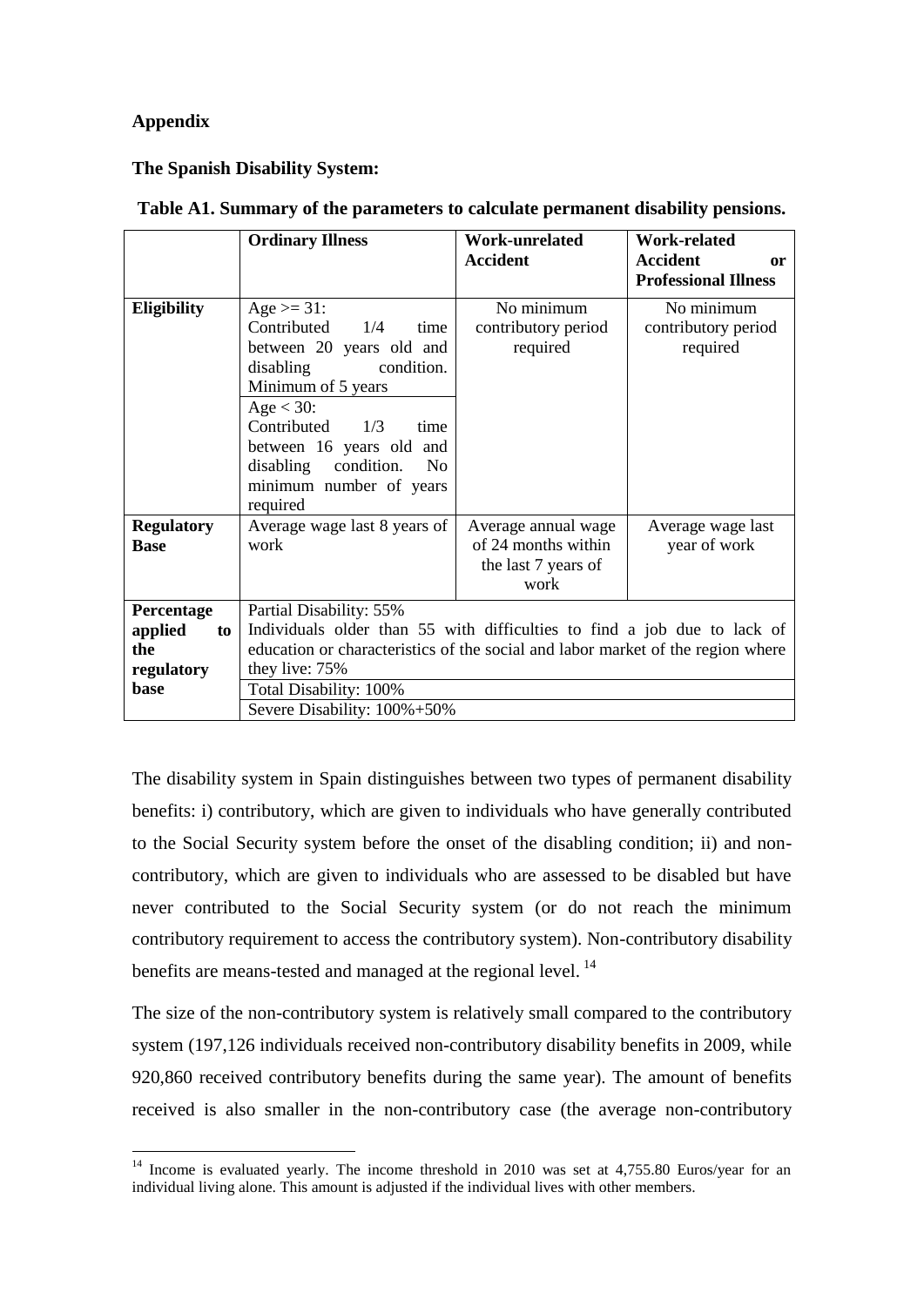**Appendix**

**The Spanish Disability System:**

**Table A1. Summary of the parameters to calculate permanent disability pensions.**

| | **Ordinary Illness** | **Work-unrelated Accident** | **Work-related Accident or Professional Illness** |
|---|---|---|---|
| **Eligibility** | Age >= 31: Contributed 1/4 time between 20 years old and disabling condition. Minimum of 5 years<br>Age < 30: Contributed 1/3 time between 16 years old and disabling condition. No minimum number of years required | No minimum contributory period required | No minimum contributory period required |
| **Regulatory Base** | Average wage last 8 years of work | Average annual wage of 24 months within the last 7 years of work | Average wage last year of work |
| **Percentage applied to the regulatory base** | Partial Disability: 55%<br>Individuals older than 55 with difficulties to find a job due to lack of education or characteristics of the social and labor market of the region where they live: 75% | | |
| | Total Disability: 100% | | |
| | Severe Disability: 100%+50% | | |

The disability system in Spain distinguishes between two types of permanent disability benefits: i) contributory, which are given to individuals who have generally contributed to the Social Security system before the onset of the disabling condition; ii) and non-contributory, which are given to individuals who are assessed to be disabled but have never contributed to the Social Security system (or do not reach the minimum contributory requirement to access the contributory system). Non-contributory disability benefits are means-tested and managed at the regional level. [14]

The size of the non-contributory system is relatively small compared to the contributory system (197,126 individuals received non-contributory disability benefits in 2009, while 920,860 received contributory benefits during the same year). The amount of benefits received is also smaller in the non-contributory case (the average non-contributory

[14] Income is evaluated yearly. The income threshold in 2010 was set at 4,755.80 Euros/year for an individual living alone. This amount is adjusted if the individual lives with other members.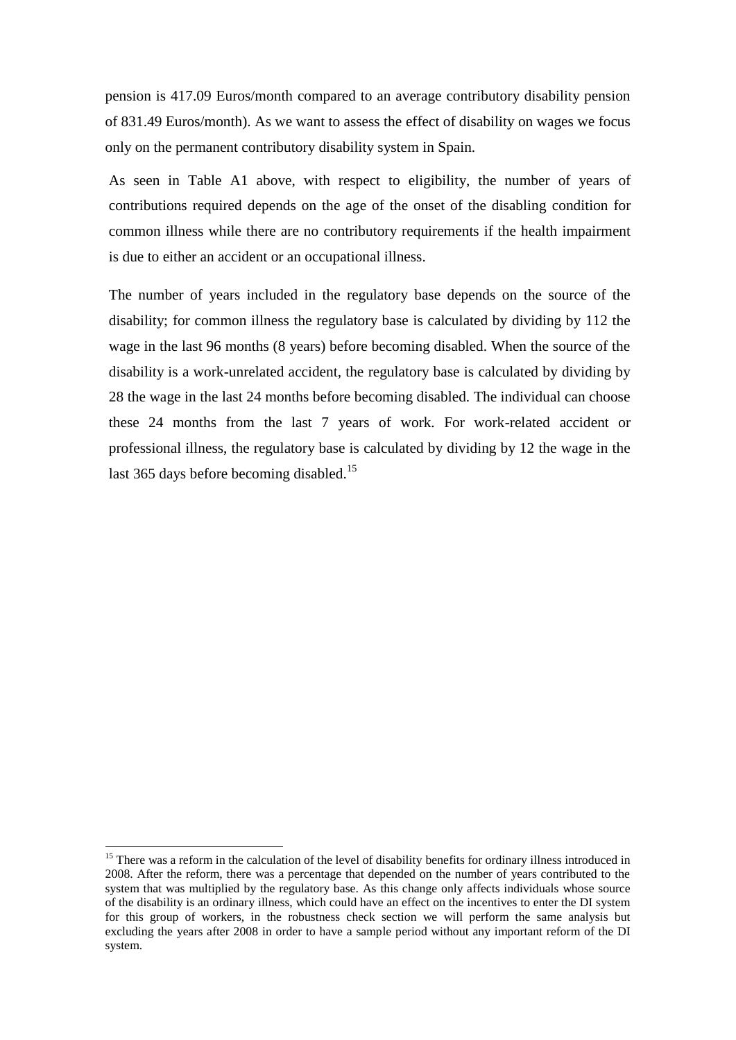pension is 417.09 Euros/month compared to an average contributory disability pension of 831.49 Euros/month). As we want to assess the effect of disability on wages we focus only on the permanent contributory disability system in Spain.

As seen in Table A1 above, with respect to eligibility, the number of years of contributions required depends on the age of the onset of the disabling condition for common illness while there are no contributory requirements if the health impairment is due to either an accident or an occupational illness.

The number of years included in the regulatory base depends on the source of the disability; for common illness the regulatory base is calculated by dividing by 112 the wage in the last 96 months (8 years) before becoming disabled. When the source of the disability is a work-unrelated accident, the regulatory base is calculated by dividing by 28 the wage in the last 24 months before becoming disabled. The individual can choose these 24 months from the last 7 years of work. For work-related accident or professional illness, the regulatory base is calculated by dividing by 12 the wage in the last 365 days before becoming disabled.[15]

---

[15] There was a reform in the calculation of the level of disability benefits for ordinary illness introduced in 2008. After the reform, there was a percentage that depended on the number of years contributed to the system that was multiplied by the regulatory base. As this change only affects individuals whose source of the disability is an ordinary illness, which could have an effect on the incentives to enter the DI system for this group of workers, in the robustness check section we will perform the same analysis but excluding the years after 2008 in order to have a sample period without any important reform of the DI system.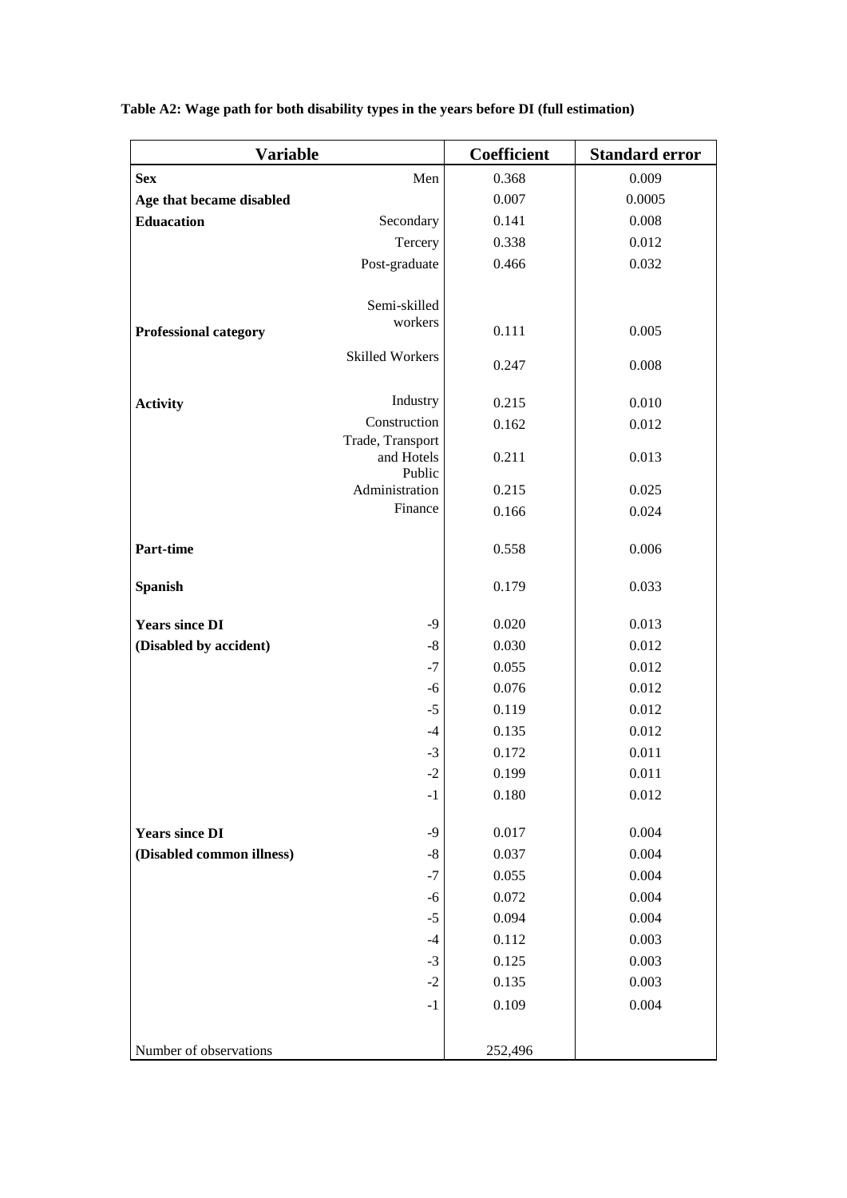**Table A2: Wage path for both disability types in the years before DI (full estimation)**

| Variable | | Coefficient | Standard error |
|---|---|---|---|
| **Sex** | Men | 0.368 | 0.009 |
| **Age that became disabled** | | 0.007 | 0.0005 |
| **Eduacation** | Secondary | 0.141 | 0.008 |
| | Tercery | 0.338 | 0.012 |
| | Post-graduate | 0.466 | 0.032 |
| **Professional category** | Semi-skilled workers | 0.111 | 0.005 |
| | Skilled Workers | 0.247 | 0.008 |
| **Activity** | Industry | 0.215 | 0.010 |
| | Construction | 0.162 | 0.012 |
| | Trade, Transport and Hotels | 0.211 | 0.013 |
| | Public Administration | 0.215 | 0.025 |
| | Finance | 0.166 | 0.024 |
| **Part-time** | | 0.558 | 0.006 |
| **Spanish** | | 0.179 | 0.033 |
| **Years since DI** | -9 | 0.020 | 0.013 |
| **(Disabled by accident)** | -8 | 0.030 | 0.012 |
| | -7 | 0.055 | 0.012 |
| | -6 | 0.076 | 0.012 |
| | -5 | 0.119 | 0.012 |
| | -4 | 0.135 | 0.012 |
| | -3 | 0.172 | 0.011 |
| | -2 | 0.199 | 0.011 |
| | -1 | 0.180 | 0.012 |
| **Years since DI** | -9 | 0.017 | 0.004 |
| **(Disabled common illness)** | -8 | 0.037 | 0.004 |
| | -7 | 0.055 | 0.004 |
| | -6 | 0.072 | 0.004 |
| | -5 | 0.094 | 0.004 |
| | -4 | 0.112 | 0.003 |
| | -3 | 0.125 | 0.003 |
| | -2 | 0.135 | 0.003 |
| | -1 | 0.109 | 0.004 |
| Number of observations | | 252,496 | |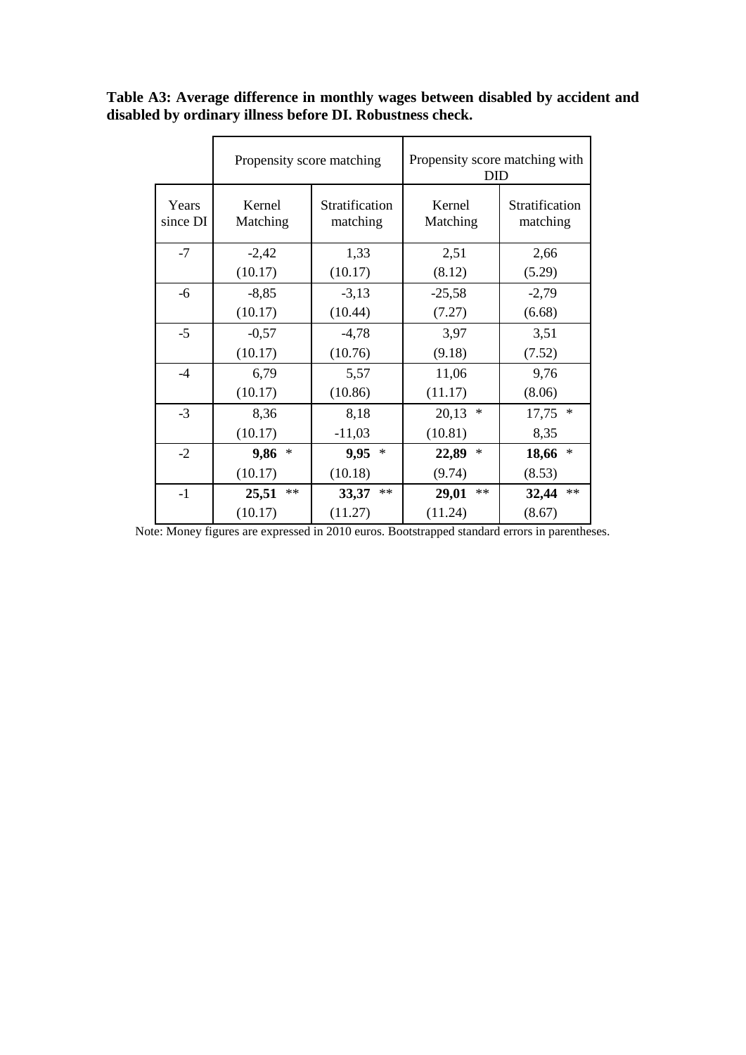**Table A3: Average difference in monthly wages between disabled by accident and disabled by ordinary illness before DI. Robustness check.**

| | Propensity score matching | | Propensity score matching with DID | |
|---|---|---|---|---|
| Years since DI | Kernel Matching | Stratification matching | Kernel Matching | Stratification matching |
| -7 | -2,42 | 1,33 | 2,51 | 2,66 |
| | (10.17) | (10.17) | (8.12) | (5.29) |
| -6 | -8,85 | -3,13 | -25,58 | -2,79 |
| | (10.17) | (10.44) | (7.27) | (6.68) |
| -5 | -0,57 | -4,78 | 3,97 | 3,51 |
| | (10.17) | (10.76) | (9.18) | (7.52) |
| -4 | 6,79 | 5,57 | 11,06 | 9,76 |
| | (10.17) | (10.86) | (11.17) | (8.06) |
| -3 | 8,36 | 8,18 | 20,13 * | 17,75 * |
| | (10.17) | -11,03 | (10.81) | 8,35 |
| -2 | **9,86** * | **9,95** * | **22,89** * | **18,66** * |
| | (10.17) | (10.18) | (9.74) | (8.53) |
| -1 | **25,51** ** | **33,37** ** | **29,01** ** | **32,44** ** |
| | (10.17) | (11.27) | (11.24) | (8.67) |

Note: Money figures are expressed in 2010 euros. Bootstrapped standard errors in parentheses.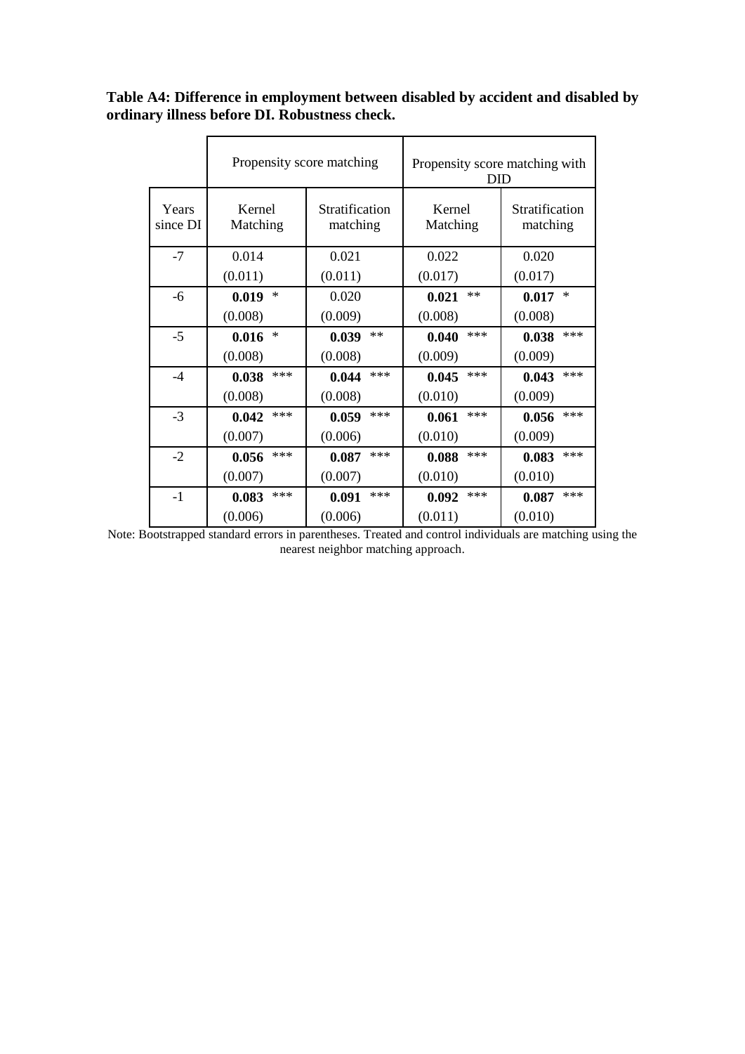**Table A4: Difference in employment between disabled by accident and disabled by ordinary illness before DI. Robustness check.**

| | Propensity score matching | | Propensity score matching with DID | |
|---|---|---|---|---|
| Years since DI | Kernel Matching | Stratification matching | Kernel Matching | Stratification matching |
| -7 | 0.014 | 0.021 | 0.022 | 0.020 |
| | (0.011) | (0.011) | (0.017) | (0.017) |
| -6 | **0.019** * | 0.020 | **0.021** ** | **0.017** * |
| | (0.008) | (0.009) | (0.008) | (0.008) |
| -5 | **0.016** * | **0.039** ** | **0.040** *** | **0.038** *** |
| | (0.008) | (0.008) | (0.009) | (0.009) |
| -4 | **0.038** *** | **0.044** *** | **0.045** *** | **0.043** *** |
| | (0.008) | (0.008) | (0.010) | (0.009) |
| -3 | **0.042** *** | **0.059** *** | **0.061** *** | **0.056** *** |
| | (0.007) | (0.006) | (0.010) | (0.009) |
| -2 | **0.056** *** | **0.087** *** | **0.088** *** | **0.083** *** |
| | (0.007) | (0.007) | (0.010) | (0.010) |
| -1 | **0.083** *** | **0.091** *** | **0.092** *** | **0.087** *** |
| | (0.006) | (0.006) | (0.011) | (0.010) |

Note: Bootstrapped standard errors in parentheses. Treated and control individuals are matching using the nearest neighbor matching approach.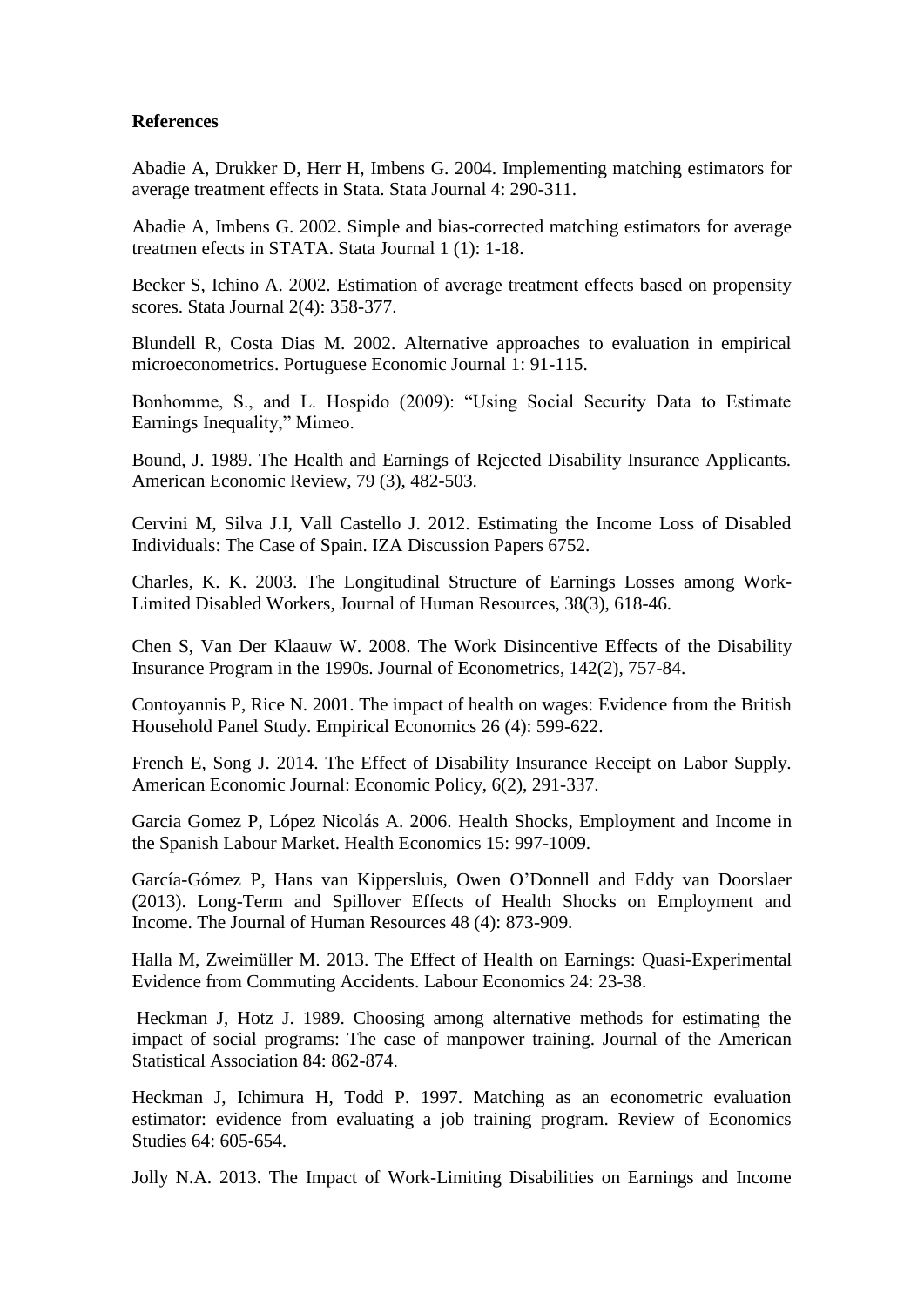**References**

Abadie A, Drukker D, Herr H, Imbens G. 2004. Implementing matching estimators for average treatment effects in Stata. Stata Journal 4: 290-311.

Abadie A, Imbens G. 2002. Simple and bias-corrected matching estimators for average treatmen efects in STATA. Stata Journal 1 (1): 1-18.

Becker S, Ichino A. 2002. Estimation of average treatment effects based on propensity scores. Stata Journal 2(4): 358-377.

Blundell R, Costa Dias M. 2002. Alternative approaches to evaluation in empirical microeconometrics. Portuguese Economic Journal 1: 91-115.

Bonhomme, S., and L. Hospido (2009): "Using Social Security Data to Estimate Earnings Inequality," Mimeo.

Bound, J. 1989. The Health and Earnings of Rejected Disability Insurance Applicants. American Economic Review, 79 (3), 482-503.

Cervini M, Silva J.I, Vall Castello J. 2012. Estimating the Income Loss of Disabled Individuals: The Case of Spain. IZA Discussion Papers 6752.

Charles, K. K. 2003. The Longitudinal Structure of Earnings Losses among Work-Limited Disabled Workers, Journal of Human Resources, 38(3), 618-46.

Chen S, Van Der Klaauw W. 2008. The Work Disincentive Effects of the Disability Insurance Program in the 1990s. Journal of Econometrics, 142(2), 757-84.

Contoyannis P, Rice N. 2001. The impact of health on wages: Evidence from the British Household Panel Study. Empirical Economics 26 (4): 599-622.

French E, Song J. 2014. The Effect of Disability Insurance Receipt on Labor Supply. American Economic Journal: Economic Policy, 6(2), 291-337.

Garcia Gomez P, López Nicolás A. 2006. Health Shocks, Employment and Income in the Spanish Labour Market. Health Economics 15: 997-1009.

García-Gómez P, Hans van Kippersluis, Owen O'Donnell and Eddy van Doorslaer (2013). Long-Term and Spillover Effects of Health Shocks on Employment and Income. The Journal of Human Resources 48 (4): 873-909.

Halla M, Zweimüller M. 2013. The Effect of Health on Earnings: Quasi-Experimental Evidence from Commuting Accidents. Labour Economics 24: 23-38.

Heckman J, Hotz J. 1989. Choosing among alternative methods for estimating the impact of social programs: The case of manpower training. Journal of the American Statistical Association 84: 862-874.

Heckman J, Ichimura H, Todd P. 1997. Matching as an econometric evaluation estimator: evidence from evaluating a job training program. Review of Economics Studies 64: 605-654.

Jolly N.A. 2013. The Impact of Work-Limiting Disabilities on Earnings and Income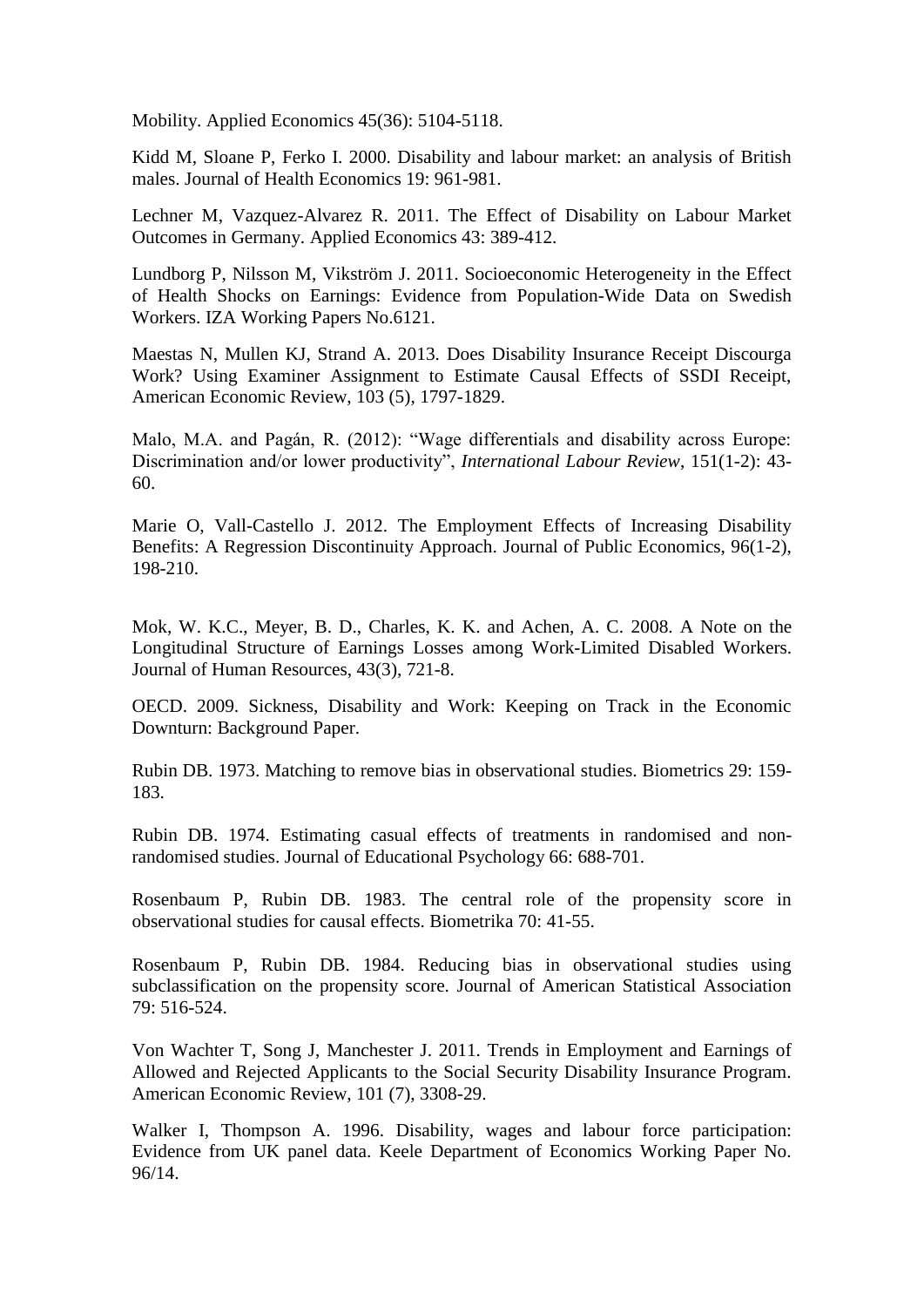Mobility. Applied Economics 45(36): 5104-5118.

Kidd M, Sloane P, Ferko I. 2000. Disability and labour market: an analysis of British males. Journal of Health Economics 19: 961-981.

Lechner M, Vazquez-Alvarez R. 2011. The Effect of Disability on Labour Market Outcomes in Germany. Applied Economics 43: 389-412.

Lundborg P, Nilsson M, Vikström J. 2011. Socioeconomic Heterogeneity in the Effect of Health Shocks on Earnings: Evidence from Population-Wide Data on Swedish Workers. IZA Working Papers No.6121.

Maestas N, Mullen KJ, Strand A. 2013. Does Disability Insurance Receipt Discourga Work? Using Examiner Assignment to Estimate Causal Effects of SSDI Receipt, American Economic Review, 103 (5), 1797-1829.

Malo, M.A. and Pagán, R. (2012): "Wage differentials and disability across Europe: Discrimination and/or lower productivity", *International Labour Review*, 151(1-2): 43-60.

Marie O, Vall-Castello J. 2012. The Employment Effects of Increasing Disability Benefits: A Regression Discontinuity Approach. Journal of Public Economics, 96(1-2), 198-210.

Mok, W. K.C., Meyer, B. D., Charles, K. K. and Achen, A. C. 2008. A Note on the Longitudinal Structure of Earnings Losses among Work-Limited Disabled Workers. Journal of Human Resources, 43(3), 721-8.

OECD. 2009. Sickness, Disability and Work: Keeping on Track in the Economic Downturn: Background Paper.

Rubin DB. 1973. Matching to remove bias in observational studies. Biometrics 29: 159-183.

Rubin DB. 1974. Estimating casual effects of treatments in randomised and non-randomised studies. Journal of Educational Psychology 66: 688-701.

Rosenbaum P, Rubin DB. 1983. The central role of the propensity score in observational studies for causal effects. Biometrika 70: 41-55.

Rosenbaum P, Rubin DB. 1984. Reducing bias in observational studies using subclassification on the propensity score. Journal of American Statistical Association 79: 516-524.

Von Wachter T, Song J, Manchester J. 2011. Trends in Employment and Earnings of Allowed and Rejected Applicants to the Social Security Disability Insurance Program. American Economic Review, 101 (7), 3308-29.

Walker I, Thompson A. 1996. Disability, wages and labour force participation: Evidence from UK panel data. Keele Department of Economics Working Paper No. 96/14.